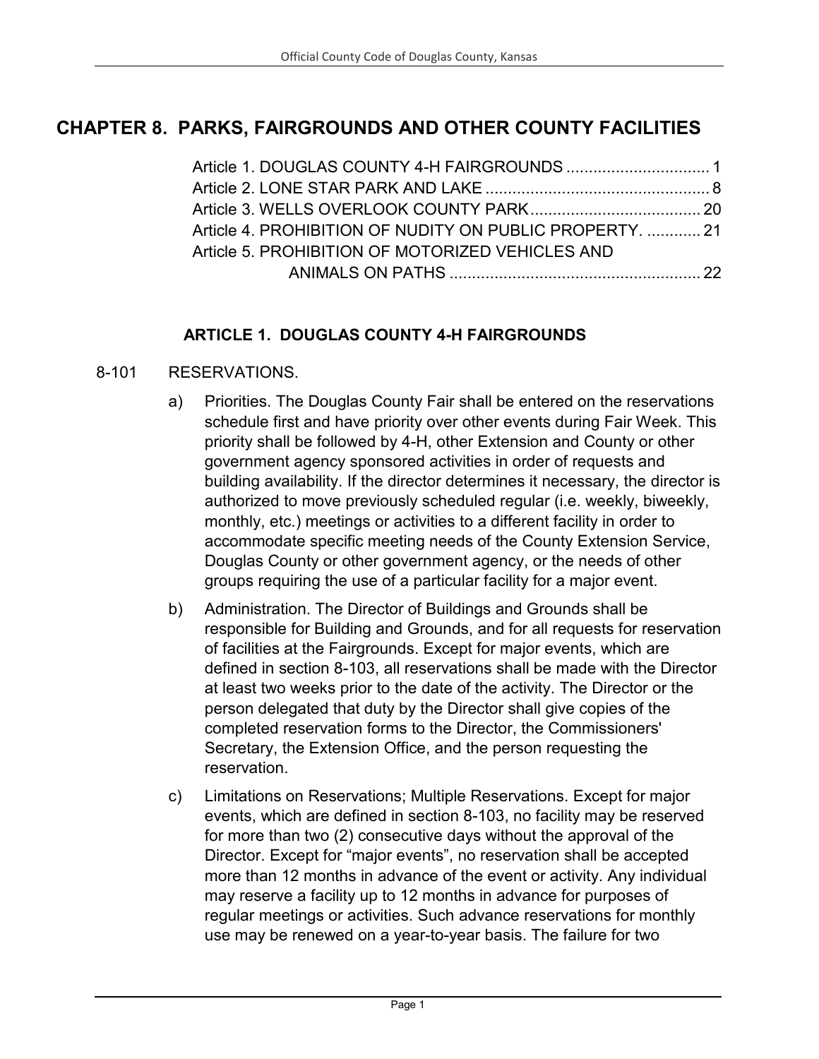# CHAPTER 8. PARKS, FAIRGROUNDS AND OTHER COUNTY FACILITIES

Article 1. DOUGLAS COUNTY 4-H FAIRGROUNDS ................................ 1
Article 2. LONE STAR PARK AND LAKE .................................................. 8
Article 3. WELLS OVERLOOK COUNTY PARK...................................... 20
Article 4. PROHIBITION OF NUDITY ON PUBLIC PROPERTY. ............ 21
Article 5. PROHIBITION OF MOTORIZED VEHICLES AND ANIMALS ON PATHS ........................................................ 22

## ARTICLE 1. DOUGLAS COUNTY 4-H FAIRGROUNDS

### 8-101 RESERVATIONS.

a) Priorities. The Douglas County Fair shall be entered on the reservations schedule first and have priority over other events during Fair Week. This priority shall be followed by 4-H, other Extension and County or other government agency sponsored activities in order of requests and building availability. If the director determines it necessary, the director is authorized to move previously scheduled regular (i.e. weekly, biweekly, monthly, etc.) meetings or activities to a different facility in order to accommodate specific meeting needs of the County Extension Service, Douglas County or other government agency, or the needs of other groups requiring the use of a particular facility for a major event.

b) Administration. The Director of Buildings and Grounds shall be responsible for Building and Grounds, and for all requests for reservation of facilities at the Fairgrounds. Except for major events, which are defined in section 8-103, all reservations shall be made with the Director at least two weeks prior to the date of the activity. The Director or the person delegated that duty by the Director shall give copies of the completed reservation forms to the Director, the Commissioners' Secretary, the Extension Office, and the person requesting the reservation.

c) Limitations on Reservations; Multiple Reservations. Except for major events, which are defined in section 8-103, no facility may be reserved for more than two (2) consecutive days without the approval of the Director. Except for "major events", no reservation shall be accepted more than 12 months in advance of the event or activity. Any individual may reserve a facility up to 12 months in advance for purposes of regular meetings or activities. Such advance reservations for monthly use may be renewed on a year-to-year basis. The failure for two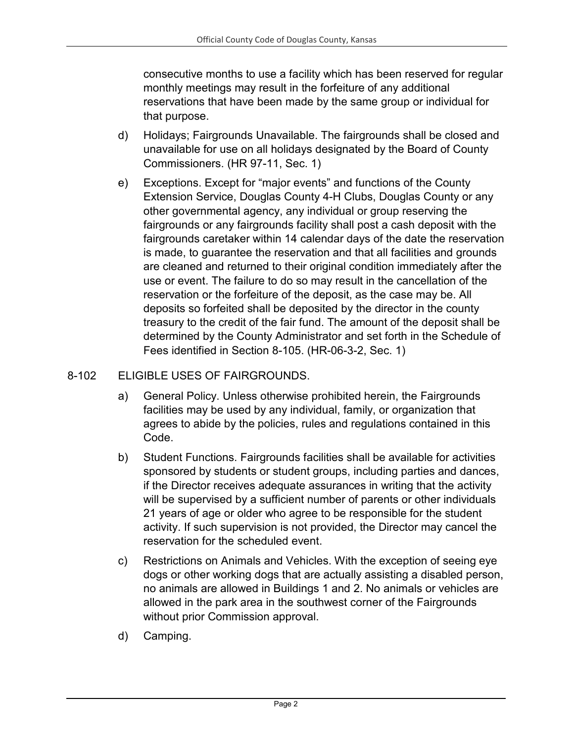consecutive months to use a facility which has been reserved for regular monthly meetings may result in the forfeiture of any additional reservations that have been made by the same group or individual for that purpose.

d) Holidays; Fairgrounds Unavailable. The fairgrounds shall be closed and unavailable for use on all holidays designated by the Board of County Commissioners. (HR 97-11, Sec. 1)

e) Exceptions. Except for "major events" and functions of the County Extension Service, Douglas County 4-H Clubs, Douglas County or any other governmental agency, any individual or group reserving the fairgrounds or any fairgrounds facility shall post a cash deposit with the fairgrounds caretaker within 14 calendar days of the date the reservation is made, to guarantee the reservation and that all facilities and grounds are cleaned and returned to their original condition immediately after the use or event. The failure to do so may result in the cancellation of the reservation or the forfeiture of the deposit, as the case may be. All deposits so forfeited shall be deposited by the director in the county treasury to the credit of the fair fund. The amount of the deposit shall be determined by the County Administrator and set forth in the Schedule of Fees identified in Section 8-105. (HR-06-3-2, Sec. 1)

## 8-102 ELIGIBLE USES OF FAIRGROUNDS.

a) General Policy. Unless otherwise prohibited herein, the Fairgrounds facilities may be used by any individual, family, or organization that agrees to abide by the policies, rules and regulations contained in this Code.

b) Student Functions. Fairgrounds facilities shall be available for activities sponsored by students or student groups, including parties and dances, if the Director receives adequate assurances in writing that the activity will be supervised by a sufficient number of parents or other individuals 21 years of age or older who agree to be responsible for the student activity. If such supervision is not provided, the Director may cancel the reservation for the scheduled event.

c) Restrictions on Animals and Vehicles. With the exception of seeing eye dogs or other working dogs that are actually assisting a disabled person, no animals are allowed in Buildings 1 and 2. No animals or vehicles are allowed in the park area in the southwest corner of the Fairgrounds without prior Commission approval.

d) Camping.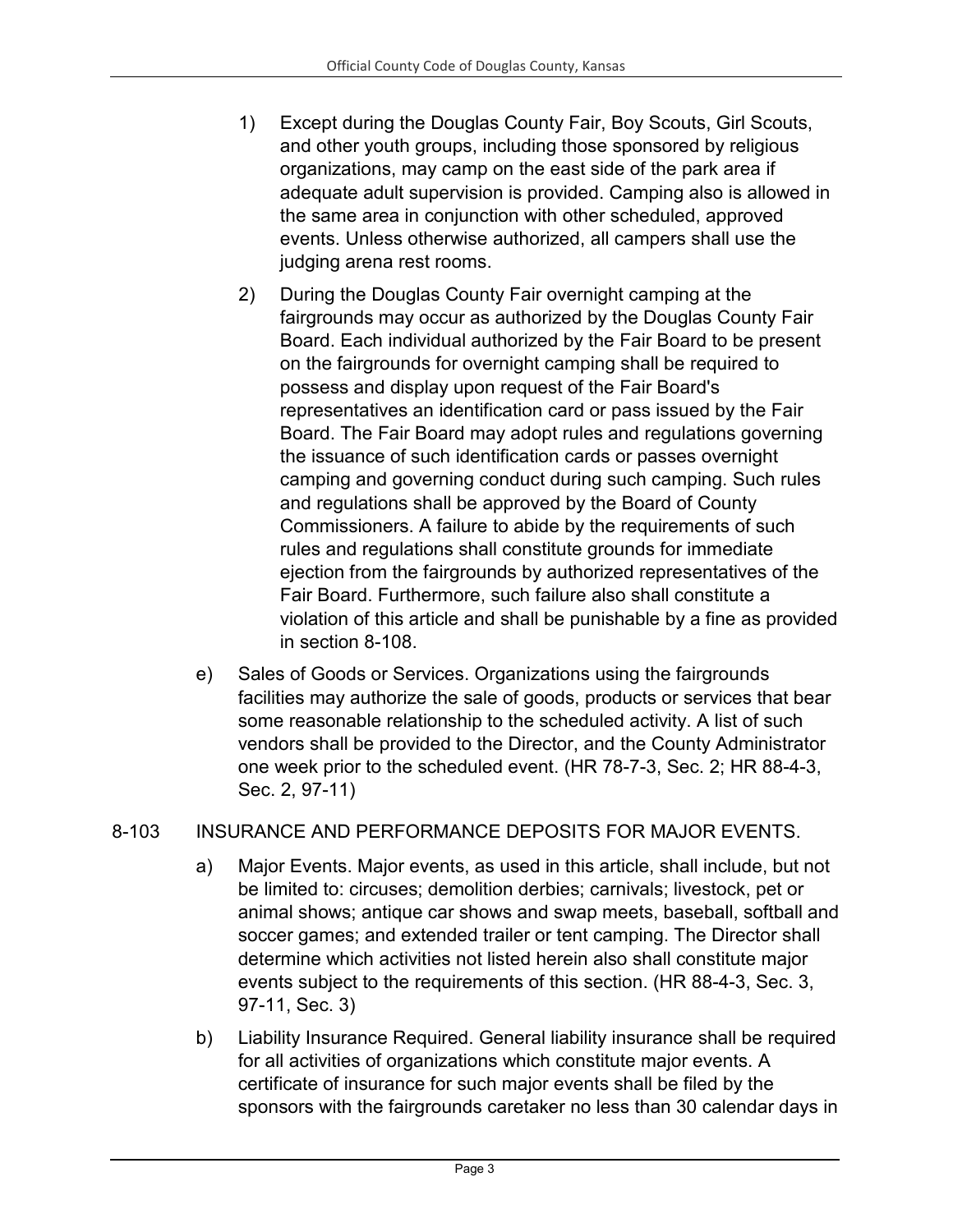1) Except during the Douglas County Fair, Boy Scouts, Girl Scouts, and other youth groups, including those sponsored by religious organizations, may camp on the east side of the park area if adequate adult supervision is provided. Camping also is allowed in the same area in conjunction with other scheduled, approved events. Unless otherwise authorized, all campers shall use the judging arena rest rooms.

2) During the Douglas County Fair overnight camping at the fairgrounds may occur as authorized by the Douglas County Fair Board. Each individual authorized by the Fair Board to be present on the fairgrounds for overnight camping shall be required to possess and display upon request of the Fair Board's representatives an identification card or pass issued by the Fair Board. The Fair Board may adopt rules and regulations governing the issuance of such identification cards or passes overnight camping and governing conduct during such camping. Such rules and regulations shall be approved by the Board of County Commissioners. A failure to abide by the requirements of such rules and regulations shall constitute grounds for immediate ejection from the fairgrounds by authorized representatives of the Fair Board. Furthermore, such failure also shall constitute a violation of this article and shall be punishable by a fine as provided in section 8-108.

e) Sales of Goods or Services. Organizations using the fairgrounds facilities may authorize the sale of goods, products or services that bear some reasonable relationship to the scheduled activity. A list of such vendors shall be provided to the Director, and the County Administrator one week prior to the scheduled event. (HR 78-7-3, Sec. 2; HR 88-4-3, Sec. 2, 97-11)

## 8-103 INSURANCE AND PERFORMANCE DEPOSITS FOR MAJOR EVENTS.

a) Major Events. Major events, as used in this article, shall include, but not be limited to: circuses; demolition derbies; carnivals; livestock, pet or animal shows; antique car shows and swap meets, baseball, softball and soccer games; and extended trailer or tent camping. The Director shall determine which activities not listed herein also shall constitute major events subject to the requirements of this section. (HR 88-4-3, Sec. 3, 97-11, Sec. 3)

b) Liability Insurance Required. General liability insurance shall be required for all activities of organizations which constitute major events. A certificate of insurance for such major events shall be filed by the sponsors with the fairgrounds caretaker no less than 30 calendar days in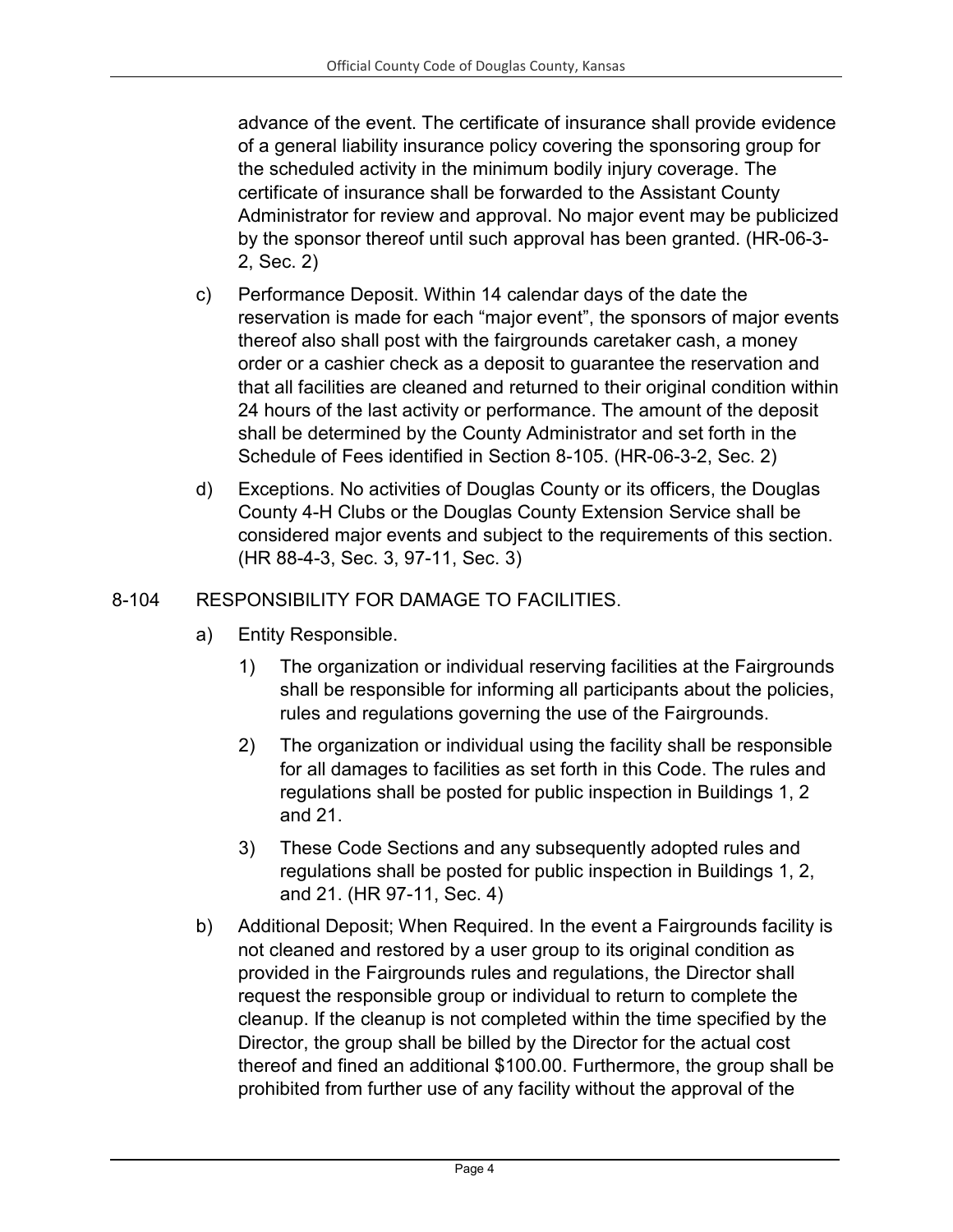advance of the event. The certificate of insurance shall provide evidence of a general liability insurance policy covering the sponsoring group for the scheduled activity in the minimum bodily injury coverage. The certificate of insurance shall be forwarded to the Assistant County Administrator for review and approval. No major event may be publicized by the sponsor thereof until such approval has been granted. (HR-06-3-2, Sec. 2)

c) Performance Deposit. Within 14 calendar days of the date the reservation is made for each “major event”, the sponsors of major events thereof also shall post with the fairgrounds caretaker cash, a money order or a cashier check as a deposit to guarantee the reservation and that all facilities are cleaned and returned to their original condition within 24 hours of the last activity or performance. The amount of the deposit shall be determined by the County Administrator and set forth in the Schedule of Fees identified in Section 8-105. (HR-06-3-2, Sec. 2)

d) Exceptions. No activities of Douglas County or its officers, the Douglas County 4-H Clubs or the Douglas County Extension Service shall be considered major events and subject to the requirements of this section. (HR 88-4-3, Sec. 3, 97-11, Sec. 3)

## 8-104 RESPONSIBILITY FOR DAMAGE TO FACILITIES.

a) Entity Responsible.

1) The organization or individual reserving facilities at the Fairgrounds shall be responsible for informing all participants about the policies, rules and regulations governing the use of the Fairgrounds.

2) The organization or individual using the facility shall be responsible for all damages to facilities as set forth in this Code. The rules and regulations shall be posted for public inspection in Buildings 1, 2 and 21.

3) These Code Sections and any subsequently adopted rules and regulations shall be posted for public inspection in Buildings 1, 2, and 21. (HR 97-11, Sec. 4)

b) Additional Deposit; When Required. In the event a Fairgrounds facility is not cleaned and restored by a user group to its original condition as provided in the Fairgrounds rules and regulations, the Director shall request the responsible group or individual to return to complete the cleanup. If the cleanup is not completed within the time specified by the Director, the group shall be billed by the Director for the actual cost thereof and fined an additional $100.00. Furthermore, the group shall be prohibited from further use of any facility without the approval of the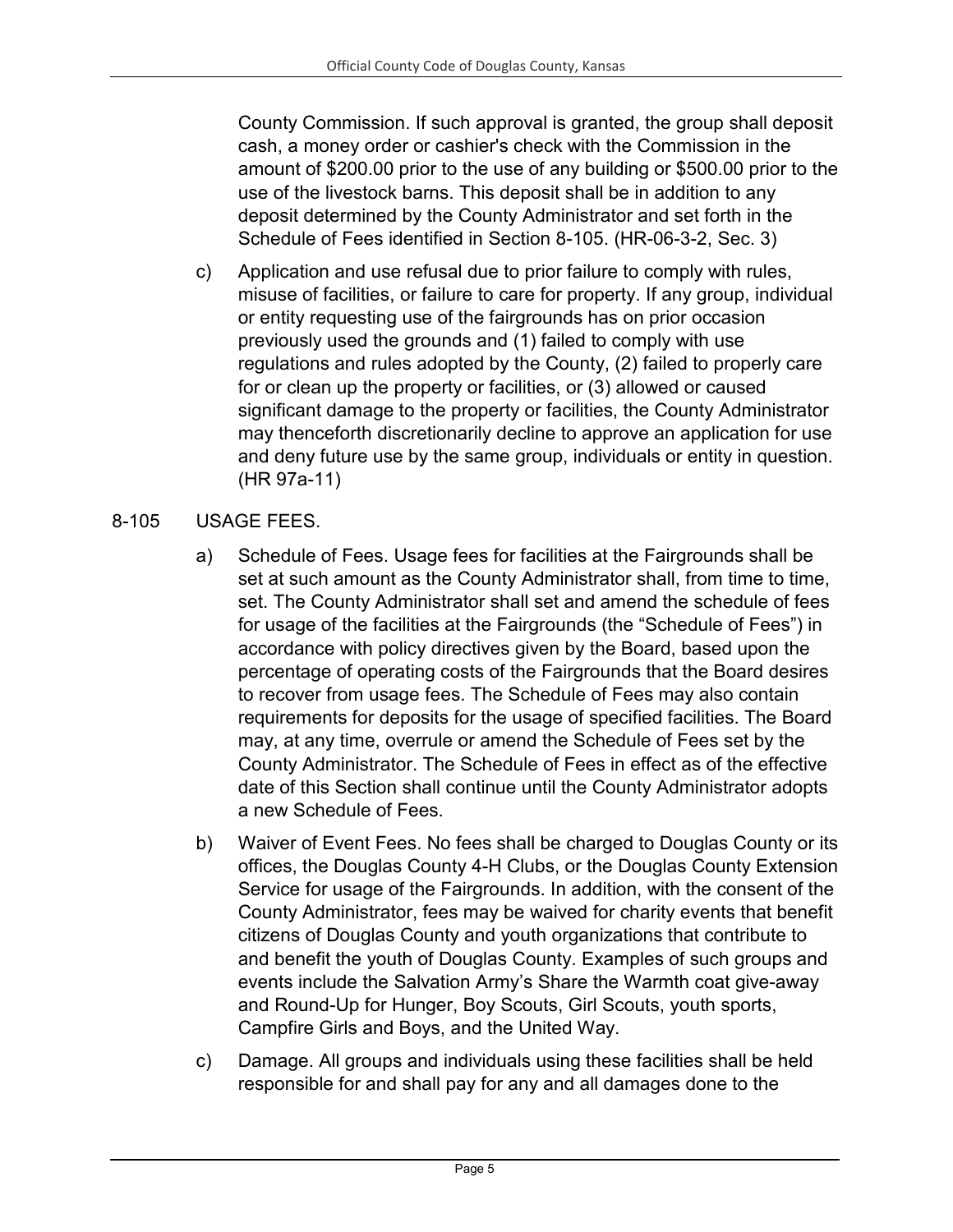County Commission. If such approval is granted, the group shall deposit cash, a money order or cashier's check with the Commission in the amount of $200.00 prior to the use of any building or $500.00 prior to the use of the livestock barns. This deposit shall be in addition to any deposit determined by the County Administrator and set forth in the Schedule of Fees identified in Section 8-105. (HR-06-3-2, Sec. 3)

c) Application and use refusal due to prior failure to comply with rules, misuse of facilities, or failure to care for property. If any group, individual or entity requesting use of the fairgrounds has on prior occasion previously used the grounds and (1) failed to comply with use regulations and rules adopted by the County, (2) failed to properly care for or clean up the property or facilities, or (3) allowed or caused significant damage to the property or facilities, the County Administrator may thenceforth discretionarily decline to approve an application for use and deny future use by the same group, individuals or entity in question. (HR 97a-11)

## 8-105 USAGE FEES.

a) Schedule of Fees. Usage fees for facilities at the Fairgrounds shall be set at such amount as the County Administrator shall, from time to time, set. The County Administrator shall set and amend the schedule of fees for usage of the facilities at the Fairgrounds (the "Schedule of Fees") in accordance with policy directives given by the Board, based upon the percentage of operating costs of the Fairgrounds that the Board desires to recover from usage fees. The Schedule of Fees may also contain requirements for deposits for the usage of specified facilities. The Board may, at any time, overrule or amend the Schedule of Fees set by the County Administrator. The Schedule of Fees in effect as of the effective date of this Section shall continue until the County Administrator adopts a new Schedule of Fees.

b) Waiver of Event Fees. No fees shall be charged to Douglas County or its offices, the Douglas County 4-H Clubs, or the Douglas County Extension Service for usage of the Fairgrounds. In addition, with the consent of the County Administrator, fees may be waived for charity events that benefit citizens of Douglas County and youth organizations that contribute to and benefit the youth of Douglas County. Examples of such groups and events include the Salvation Army's Share the Warmth coat give-away and Round-Up for Hunger, Boy Scouts, Girl Scouts, youth sports, Campfire Girls and Boys, and the United Way.

c) Damage. All groups and individuals using these facilities shall be held responsible for and shall pay for any and all damages done to the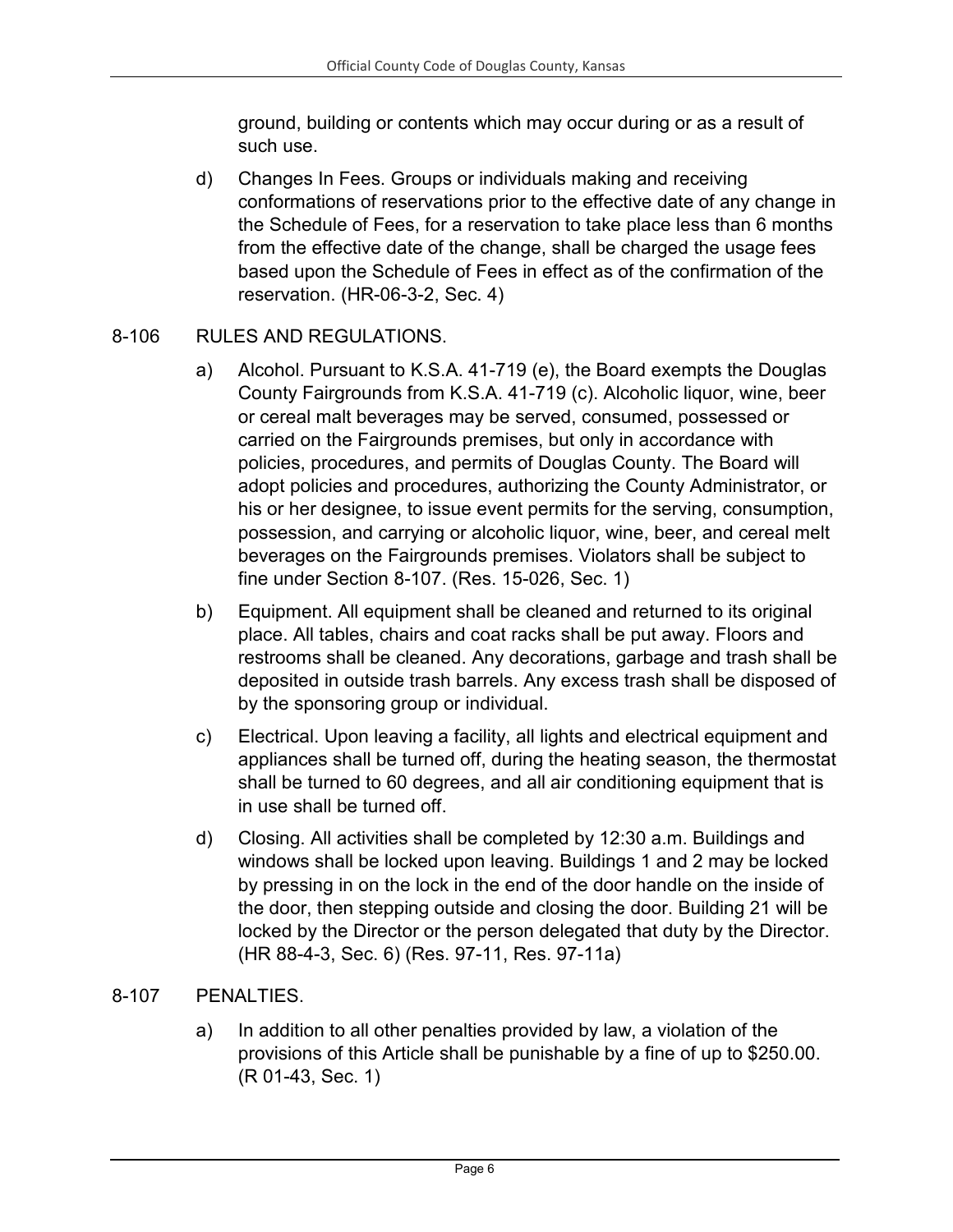ground, building or contents which may occur during or as a result of such use.

d) Changes In Fees. Groups or individuals making and receiving conformations of reservations prior to the effective date of any change in the Schedule of Fees, for a reservation to take place less than 6 months from the effective date of the change, shall be charged the usage fees based upon the Schedule of Fees in effect as of the confirmation of the reservation. (HR-06-3-2, Sec. 4)

## 8-106 RULES AND REGULATIONS.

a) Alcohol. Pursuant to K.S.A. 41-719 (e), the Board exempts the Douglas County Fairgrounds from K.S.A. 41-719 (c). Alcoholic liquor, wine, beer or cereal malt beverages may be served, consumed, possessed or carried on the Fairgrounds premises, but only in accordance with policies, procedures, and permits of Douglas County. The Board will adopt policies and procedures, authorizing the County Administrator, or his or her designee, to issue event permits for the serving, consumption, possession, and carrying or alcoholic liquor, wine, beer, and cereal melt beverages on the Fairgrounds premises. Violators shall be subject to fine under Section 8-107. (Res. 15-026, Sec. 1)

b) Equipment. All equipment shall be cleaned and returned to its original place. All tables, chairs and coat racks shall be put away. Floors and restrooms shall be cleaned. Any decorations, garbage and trash shall be deposited in outside trash barrels. Any excess trash shall be disposed of by the sponsoring group or individual.

c) Electrical. Upon leaving a facility, all lights and electrical equipment and appliances shall be turned off, during the heating season, the thermostat shall be turned to 60 degrees, and all air conditioning equipment that is in use shall be turned off.

d) Closing. All activities shall be completed by 12:30 a.m. Buildings and windows shall be locked upon leaving. Buildings 1 and 2 may be locked by pressing in on the lock in the end of the door handle on the inside of the door, then stepping outside and closing the door. Building 21 will be locked by the Director or the person delegated that duty by the Director. (HR 88-4-3, Sec. 6) (Res. 97-11, Res. 97-11a)

## 8-107 PENALTIES.

a) In addition to all other penalties provided by law, a violation of the provisions of this Article shall be punishable by a fine of up to $250.00. (R 01-43, Sec. 1)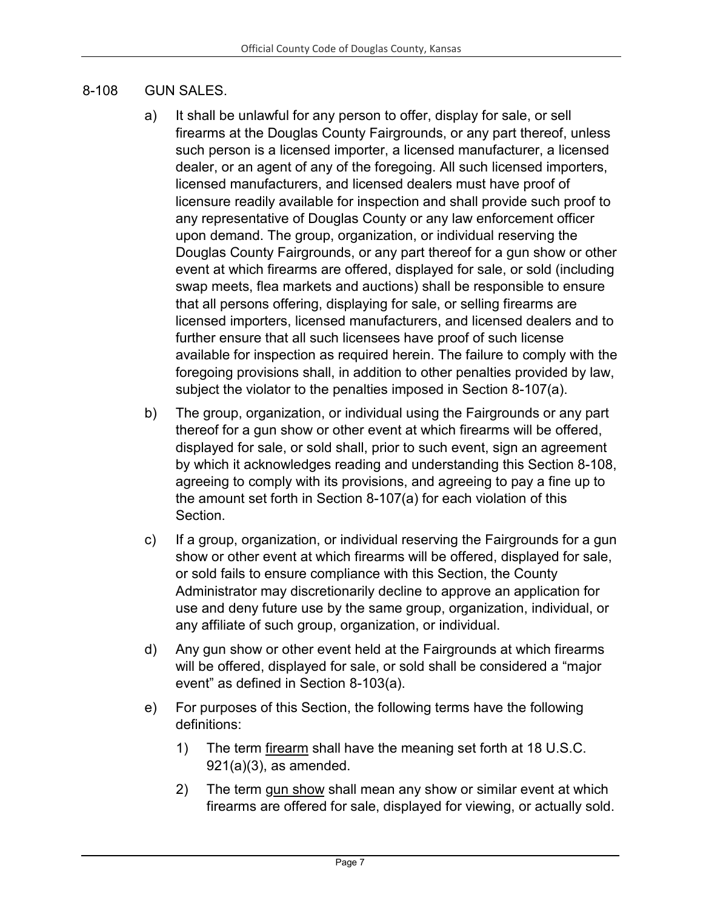## 8-108 GUN SALES.

a) It shall be unlawful for any person to offer, display for sale, or sell firearms at the Douglas County Fairgrounds, or any part thereof, unless such person is a licensed importer, a licensed manufacturer, a licensed dealer, or an agent of any of the foregoing. All such licensed importers, licensed manufacturers, and licensed dealers must have proof of licensure readily available for inspection and shall provide such proof to any representative of Douglas County or any law enforcement officer upon demand. The group, organization, or individual reserving the Douglas County Fairgrounds, or any part thereof for a gun show or other event at which firearms are offered, displayed for sale, or sold (including swap meets, flea markets and auctions) shall be responsible to ensure that all persons offering, displaying for sale, or selling firearms are licensed importers, licensed manufacturers, and licensed dealers and to further ensure that all such licensees have proof of such license available for inspection as required herein. The failure to comply with the foregoing provisions shall, in addition to other penalties provided by law, subject the violator to the penalties imposed in Section 8-107(a).

b) The group, organization, or individual using the Fairgrounds or any part thereof for a gun show or other event at which firearms will be offered, displayed for sale, or sold shall, prior to such event, sign an agreement by which it acknowledges reading and understanding this Section 8-108, agreeing to comply with its provisions, and agreeing to pay a fine up to the amount set forth in Section 8-107(a) for each violation of this Section.

c) If a group, organization, or individual reserving the Fairgrounds for a gun show or other event at which firearms will be offered, displayed for sale, or sold fails to ensure compliance with this Section, the County Administrator may discretionarily decline to approve an application for use and deny future use by the same group, organization, individual, or any affiliate of such group, organization, or individual.

d) Any gun show or other event held at the Fairgrounds at which firearms will be offered, displayed for sale, or sold shall be considered a "major event" as defined in Section 8-103(a).

e) For purposes of this Section, the following terms have the following definitions:

1) The term firearm shall have the meaning set forth at 18 U.S.C. 921(a)(3), as amended.

2) The term gun show shall mean any show or similar event at which firearms are offered for sale, displayed for viewing, or actually sold.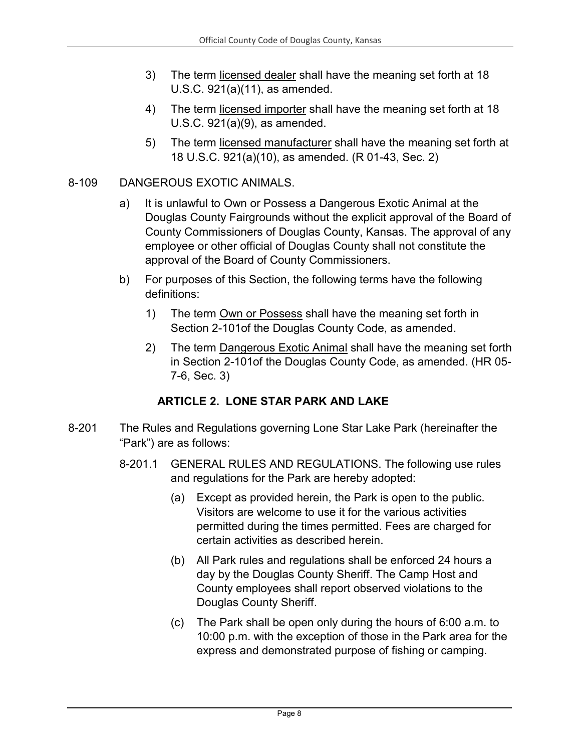3) The term licensed dealer shall have the meaning set forth at 18 U.S.C. 921(a)(11), as amended.

4) The term licensed importer shall have the meaning set forth at 18 U.S.C. 921(a)(9), as amended.

5) The term licensed manufacturer shall have the meaning set forth at 18 U.S.C. 921(a)(10), as amended. (R 01-43, Sec. 2)

8-109 DANGEROUS EXOTIC ANIMALS.

a) It is unlawful to Own or Possess a Dangerous Exotic Animal at the Douglas County Fairgrounds without the explicit approval of the Board of County Commissioners of Douglas County, Kansas. The approval of any employee or other official of Douglas County shall not constitute the approval of the Board of County Commissioners.

b) For purposes of this Section, the following terms have the following definitions:

1) The term Own or Possess shall have the meaning set forth in Section 2-101of the Douglas County Code, as amended.

2) The term Dangerous Exotic Animal shall have the meaning set forth in Section 2-101of the Douglas County Code, as amended. (HR 05-7-6, Sec. 3)

## ARTICLE 2. LONE STAR PARK AND LAKE

8-201 The Rules and Regulations governing Lone Star Lake Park (hereinafter the "Park") are as follows:

8-201.1 GENERAL RULES AND REGULATIONS. The following use rules and regulations for the Park are hereby adopted:

(a) Except as provided herein, the Park is open to the public. Visitors are welcome to use it for the various activities permitted during the times permitted. Fees are charged for certain activities as described herein.

(b) All Park rules and regulations shall be enforced 24 hours a day by the Douglas County Sheriff. The Camp Host and County employees shall report observed violations to the Douglas County Sheriff.

(c) The Park shall be open only during the hours of 6:00 a.m. to 10:00 p.m. with the exception of those in the Park area for the express and demonstrated purpose of fishing or camping.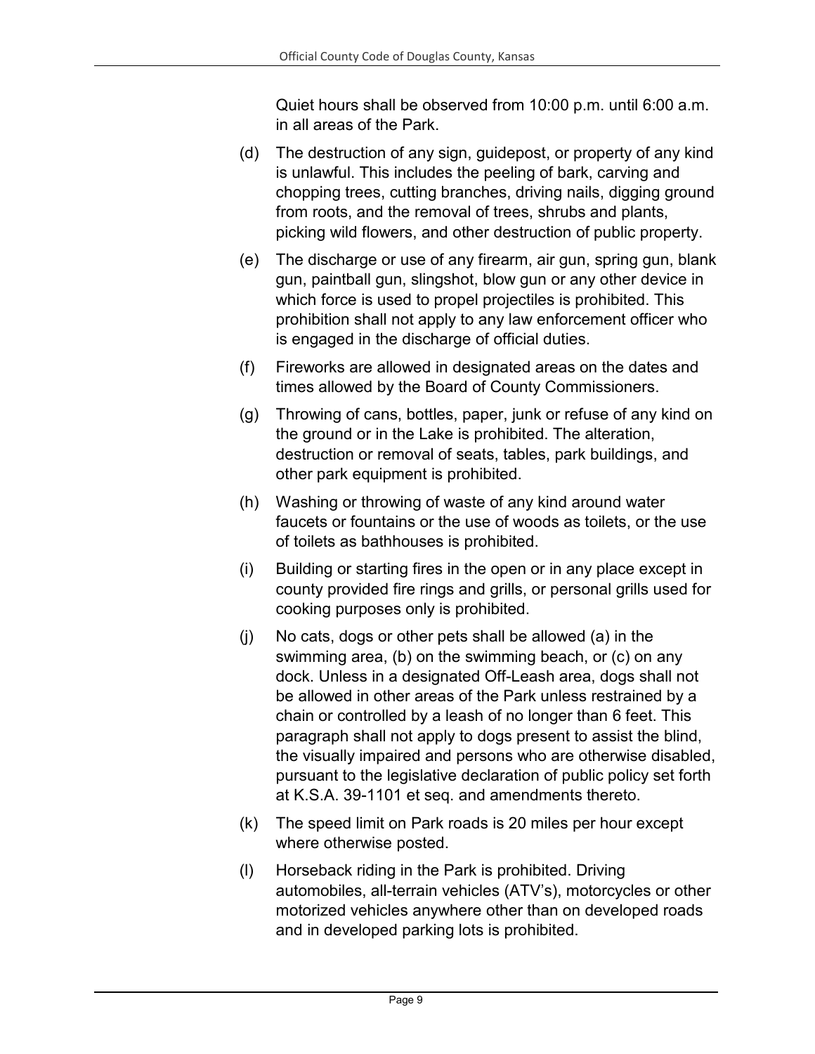Quiet hours shall be observed from 10:00 p.m. until 6:00 a.m. in all areas of the Park.

(d) The destruction of any sign, guidepost, or property of any kind is unlawful. This includes the peeling of bark, carving and chopping trees, cutting branches, driving nails, digging ground from roots, and the removal of trees, shrubs and plants, picking wild flowers, and other destruction of public property.

(e) The discharge or use of any firearm, air gun, spring gun, blank gun, paintball gun, slingshot, blow gun or any other device in which force is used to propel projectiles is prohibited. This prohibition shall not apply to any law enforcement officer who is engaged in the discharge of official duties.

(f) Fireworks are allowed in designated areas on the dates and times allowed by the Board of County Commissioners.

(g) Throwing of cans, bottles, paper, junk or refuse of any kind on the ground or in the Lake is prohibited. The alteration, destruction or removal of seats, tables, park buildings, and other park equipment is prohibited.

(h) Washing or throwing of waste of any kind around water faucets or fountains or the use of woods as toilets, or the use of toilets as bathhouses is prohibited.

(i) Building or starting fires in the open or in any place except in county provided fire rings and grills, or personal grills used for cooking purposes only is prohibited.

(j) No cats, dogs or other pets shall be allowed (a) in the swimming area, (b) on the swimming beach, or (c) on any dock. Unless in a designated Off-Leash area, dogs shall not be allowed in other areas of the Park unless restrained by a chain or controlled by a leash of no longer than 6 feet. This paragraph shall not apply to dogs present to assist the blind, the visually impaired and persons who are otherwise disabled, pursuant to the legislative declaration of public policy set forth at K.S.A. 39-1101 et seq. and amendments thereto.

(k) The speed limit on Park roads is 20 miles per hour except where otherwise posted.

(l) Horseback riding in the Park is prohibited. Driving automobiles, all-terrain vehicles (ATV's), motorcycles or other motorized vehicles anywhere other than on developed roads and in developed parking lots is prohibited.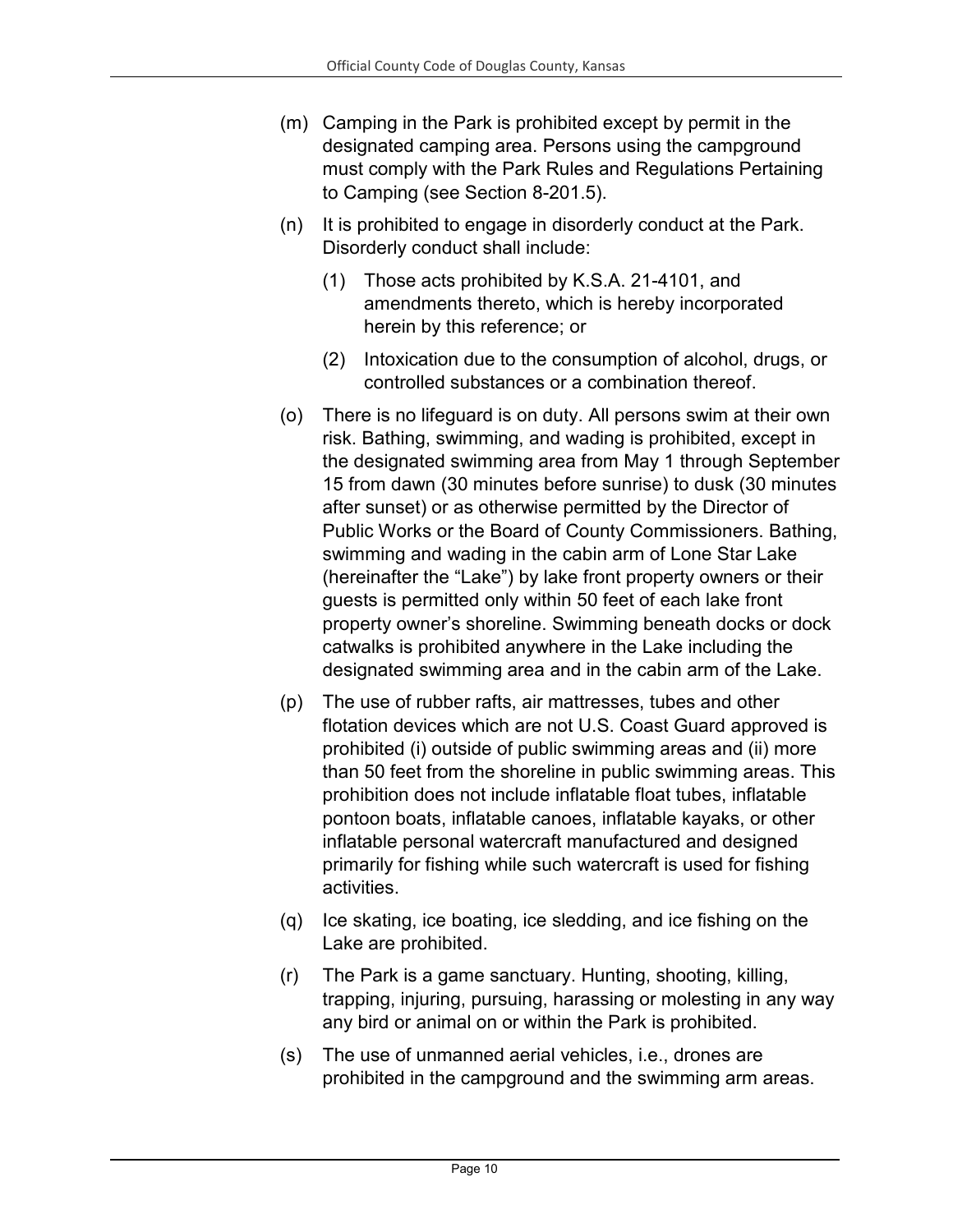(m) Camping in the Park is prohibited except by permit in the designated camping area. Persons using the campground must comply with the Park Rules and Regulations Pertaining to Camping (see Section 8-201.5).

(n) It is prohibited to engage in disorderly conduct at the Park. Disorderly conduct shall include:

   (1) Those acts prohibited by K.S.A. 21-4101, and amendments thereto, which is hereby incorporated herein by this reference; or

   (2) Intoxication due to the consumption of alcohol, drugs, or controlled substances or a combination thereof.

(o) There is no lifeguard is on duty. All persons swim at their own risk. Bathing, swimming, and wading is prohibited, except in the designated swimming area from May 1 through September 15 from dawn (30 minutes before sunrise) to dusk (30 minutes after sunset) or as otherwise permitted by the Director of Public Works or the Board of County Commissioners. Bathing, swimming and wading in the cabin arm of Lone Star Lake (hereinafter the "Lake") by lake front property owners or their guests is permitted only within 50 feet of each lake front property owner's shoreline. Swimming beneath docks or dock catwalks is prohibited anywhere in the Lake including the designated swimming area and in the cabin arm of the Lake.

(p) The use of rubber rafts, air mattresses, tubes and other flotation devices which are not U.S. Coast Guard approved is prohibited (i) outside of public swimming areas and (ii) more than 50 feet from the shoreline in public swimming areas. This prohibition does not include inflatable float tubes, inflatable pontoon boats, inflatable canoes, inflatable kayaks, or other inflatable personal watercraft manufactured and designed primarily for fishing while such watercraft is used for fishing activities.

(q) Ice skating, ice boating, ice sledding, and ice fishing on the Lake are prohibited.

(r) The Park is a game sanctuary. Hunting, shooting, killing, trapping, injuring, pursuing, harassing or molesting in any way any bird or animal on or within the Park is prohibited.

(s) The use of unmanned aerial vehicles, i.e., drones are prohibited in the campground and the swimming arm areas.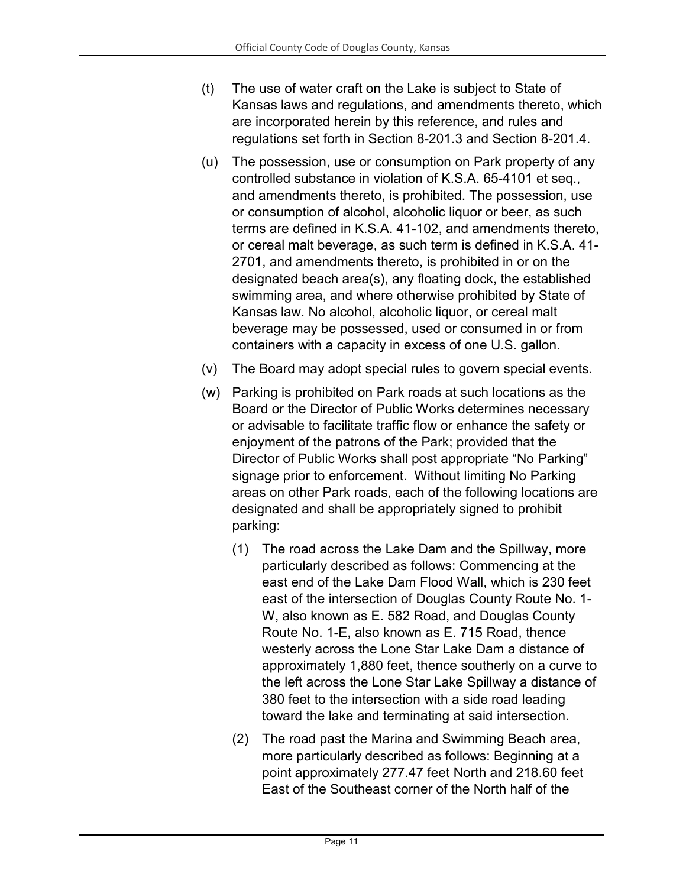(t) The use of water craft on the Lake is subject to State of Kansas laws and regulations, and amendments thereto, which are incorporated herein by this reference, and rules and regulations set forth in Section 8-201.3 and Section 8-201.4.

(u) The possession, use or consumption on Park property of any controlled substance in violation of K.S.A. 65-4101 et seq., and amendments thereto, is prohibited. The possession, use or consumption of alcohol, alcoholic liquor or beer, as such terms are defined in K.S.A. 41-102, and amendments thereto, or cereal malt beverage, as such term is defined in K.S.A. 41-2701, and amendments thereto, is prohibited in or on the designated beach area(s), any floating dock, the established swimming area, and where otherwise prohibited by State of Kansas law. No alcohol, alcoholic liquor, or cereal malt beverage may be possessed, used or consumed in or from containers with a capacity in excess of one U.S. gallon.

(v) The Board may adopt special rules to govern special events.

(w) Parking is prohibited on Park roads at such locations as the Board or the Director of Public Works determines necessary or advisable to facilitate traffic flow or enhance the safety or enjoyment of the patrons of the Park; provided that the Director of Public Works shall post appropriate "No Parking" signage prior to enforcement. Without limiting No Parking areas on other Park roads, each of the following locations are designated and shall be appropriately signed to prohibit parking:

   (1) The road across the Lake Dam and the Spillway, more particularly described as follows: Commencing at the east end of the Lake Dam Flood Wall, which is 230 feet east of the intersection of Douglas County Route No. 1-W, also known as E. 582 Road, and Douglas County Route No. 1-E, also known as E. 715 Road, thence westerly across the Lone Star Lake Dam a distance of approximately 1,880 feet, thence southerly on a curve to the left across the Lone Star Lake Spillway a distance of 380 feet to the intersection with a side road leading toward the lake and terminating at said intersection.

   (2) The road past the Marina and Swimming Beach area, more particularly described as follows: Beginning at a point approximately 277.47 feet North and 218.60 feet East of the Southeast corner of the North half of the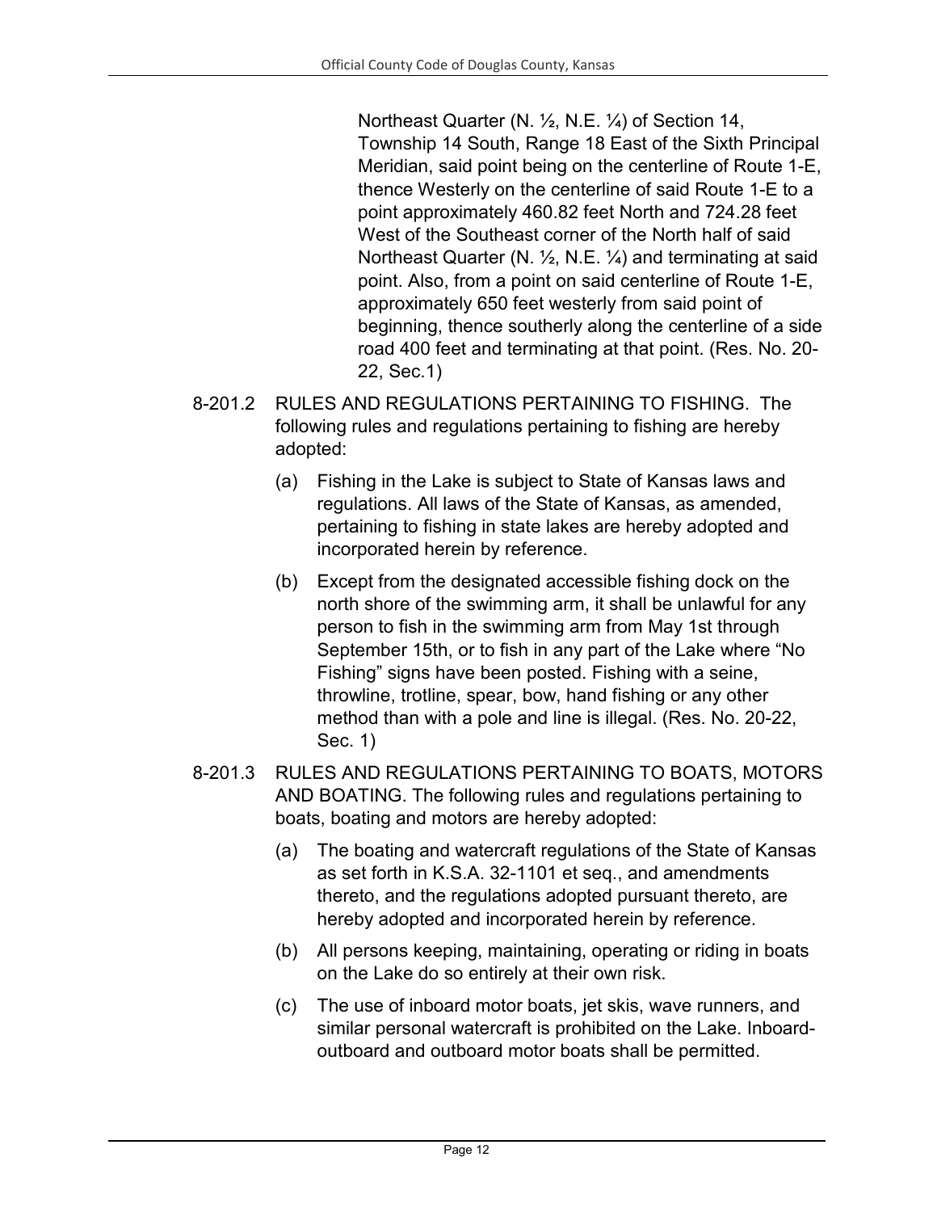Northeast Quarter (N. ½, N.E. ¼) of Section 14, Township 14 South, Range 18 East of the Sixth Principal Meridian, said point being on the centerline of Route 1-E, thence Westerly on the centerline of said Route 1-E to a point approximately 460.82 feet North and 724.28 feet West of the Southeast corner of the North half of said Northeast Quarter (N. ½, N.E. ¼) and terminating at said point. Also, from a point on said centerline of Route 1-E, approximately 650 feet westerly from said point of beginning, thence southerly along the centerline of a side road 400 feet and terminating at that point. (Res. No. 20-22, Sec.1)

8-201.2 RULES AND REGULATIONS PERTAINING TO FISHING. The following rules and regulations pertaining to fishing are hereby adopted:

(a) Fishing in the Lake is subject to State of Kansas laws and regulations. All laws of the State of Kansas, as amended, pertaining to fishing in state lakes are hereby adopted and incorporated herein by reference.

(b) Except from the designated accessible fishing dock on the north shore of the swimming arm, it shall be unlawful for any person to fish in the swimming arm from May 1st through September 15th, or to fish in any part of the Lake where "No Fishing" signs have been posted. Fishing with a seine, throwline, trotline, spear, bow, hand fishing or any other method than with a pole and line is illegal. (Res. No. 20-22, Sec. 1)

8-201.3 RULES AND REGULATIONS PERTAINING TO BOATS, MOTORS AND BOATING. The following rules and regulations pertaining to boats, boating and motors are hereby adopted:

(a) The boating and watercraft regulations of the State of Kansas as set forth in K.S.A. 32-1101 et seq., and amendments thereto, and the regulations adopted pursuant thereto, are hereby adopted and incorporated herein by reference.

(b) All persons keeping, maintaining, operating or riding in boats on the Lake do so entirely at their own risk.

(c) The use of inboard motor boats, jet skis, wave runners, and similar personal watercraft is prohibited on the Lake. Inboard-outboard and outboard motor boats shall be permitted.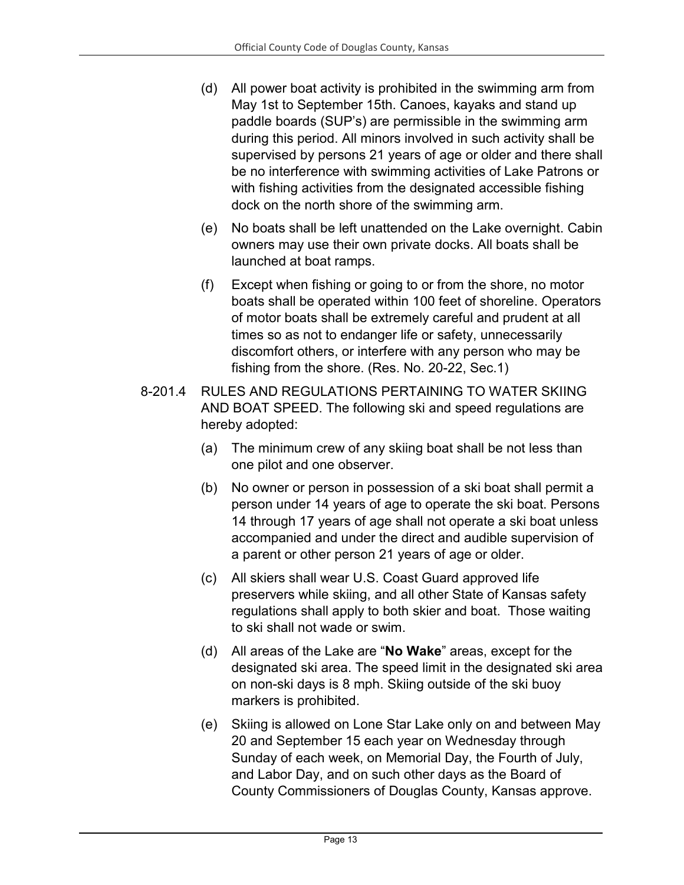(d) All power boat activity is prohibited in the swimming arm from May 1st to September 15th. Canoes, kayaks and stand up paddle boards (SUP's) are permissible in the swimming arm during this period. All minors involved in such activity shall be supervised by persons 21 years of age or older and there shall be no interference with swimming activities of Lake Patrons or with fishing activities from the designated accessible fishing dock on the north shore of the swimming arm.

(e) No boats shall be left unattended on the Lake overnight. Cabin owners may use their own private docks. All boats shall be launched at boat ramps.

(f) Except when fishing or going to or from the shore, no motor boats shall be operated within 100 feet of shoreline. Operators of motor boats shall be extremely careful and prudent at all times so as not to endanger life or safety, unnecessarily discomfort others, or interfere with any person who may be fishing from the shore. (Res. No. 20-22, Sec.1)

8-201.4 RULES AND REGULATIONS PERTAINING TO WATER SKIING AND BOAT SPEED. The following ski and speed regulations are hereby adopted:

(a) The minimum crew of any skiing boat shall be not less than one pilot and one observer.

(b) No owner or person in possession of a ski boat shall permit a person under 14 years of age to operate the ski boat. Persons 14 through 17 years of age shall not operate a ski boat unless accompanied and under the direct and audible supervision of a parent or other person 21 years of age or older.

(c) All skiers shall wear U.S. Coast Guard approved life preservers while skiing, and all other State of Kansas safety regulations shall apply to both skier and boat. Those waiting to ski shall not wade or swim.

(d) All areas of the Lake are "**No Wake**" areas, except for the designated ski area. The speed limit in the designated ski area on non-ski days is 8 mph. Skiing outside of the ski buoy markers is prohibited.

(e) Skiing is allowed on Lone Star Lake only on and between May 20 and September 15 each year on Wednesday through Sunday of each week, on Memorial Day, the Fourth of July, and Labor Day, and on such other days as the Board of County Commissioners of Douglas County, Kansas approve.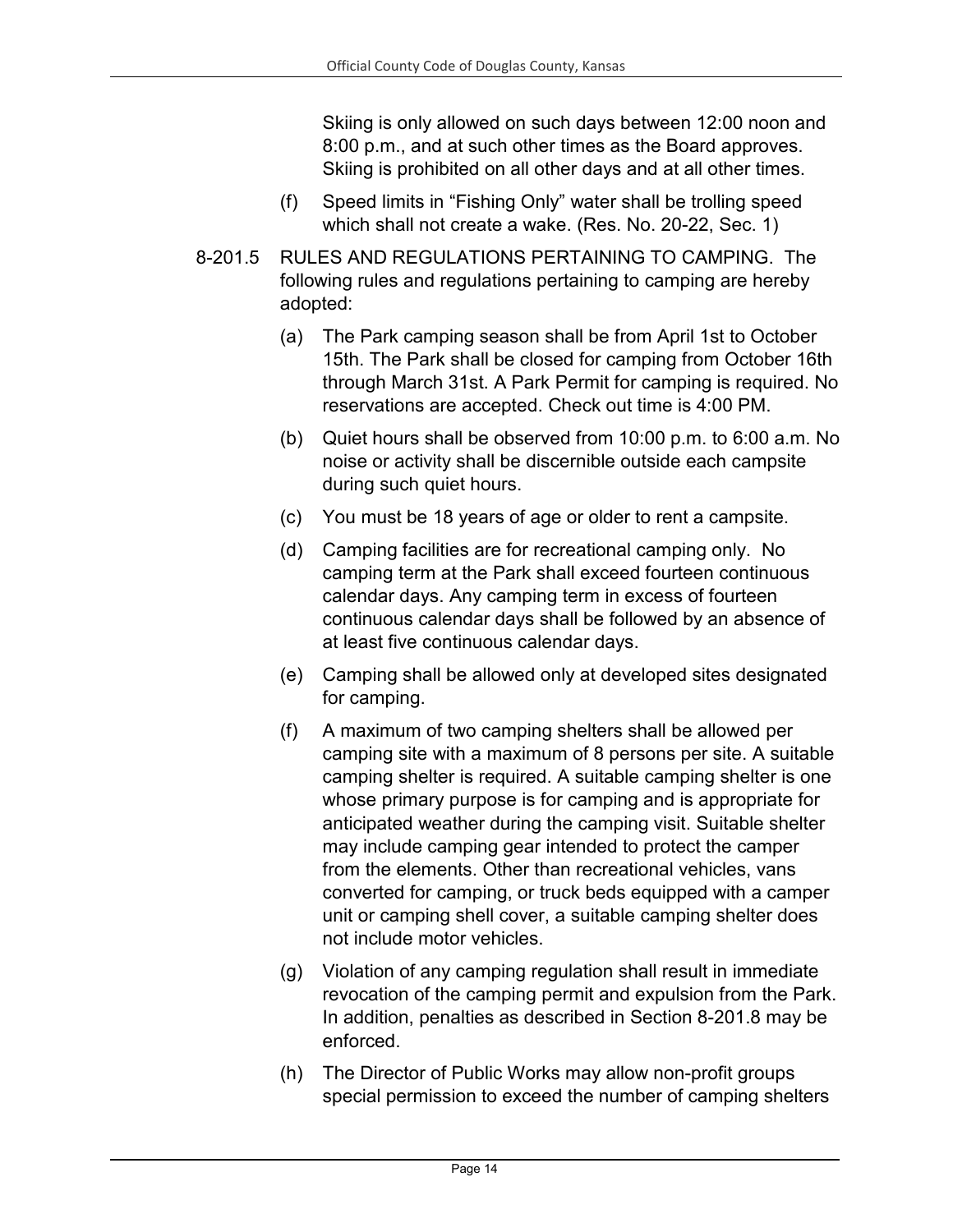Skiing is only allowed on such days between 12:00 noon and 8:00 p.m., and at such other times as the Board approves. Skiing is prohibited on all other days and at all other times.

(f) Speed limits in "Fishing Only" water shall be trolling speed which shall not create a wake. (Res. No. 20-22, Sec. 1)

8-201.5 RULES AND REGULATIONS PERTAINING TO CAMPING. The following rules and regulations pertaining to camping are hereby adopted:

(a) The Park camping season shall be from April 1st to October 15th. The Park shall be closed for camping from October 16th through March 31st. A Park Permit for camping is required. No reservations are accepted. Check out time is 4:00 PM.

(b) Quiet hours shall be observed from 10:00 p.m. to 6:00 a.m. No noise or activity shall be discernible outside each campsite during such quiet hours.

(c) You must be 18 years of age or older to rent a campsite.

(d) Camping facilities are for recreational camping only. No camping term at the Park shall exceed fourteen continuous calendar days. Any camping term in excess of fourteen continuous calendar days shall be followed by an absence of at least five continuous calendar days.

(e) Camping shall be allowed only at developed sites designated for camping.

(f) A maximum of two camping shelters shall be allowed per camping site with a maximum of 8 persons per site. A suitable camping shelter is required. A suitable camping shelter is one whose primary purpose is for camping and is appropriate for anticipated weather during the camping visit. Suitable shelter may include camping gear intended to protect the camper from the elements. Other than recreational vehicles, vans converted for camping, or truck beds equipped with a camper unit or camping shell cover, a suitable camping shelter does not include motor vehicles.

(g) Violation of any camping regulation shall result in immediate revocation of the camping permit and expulsion from the Park. In addition, penalties as described in Section 8-201.8 may be enforced.

(h) The Director of Public Works may allow non-profit groups special permission to exceed the number of camping shelters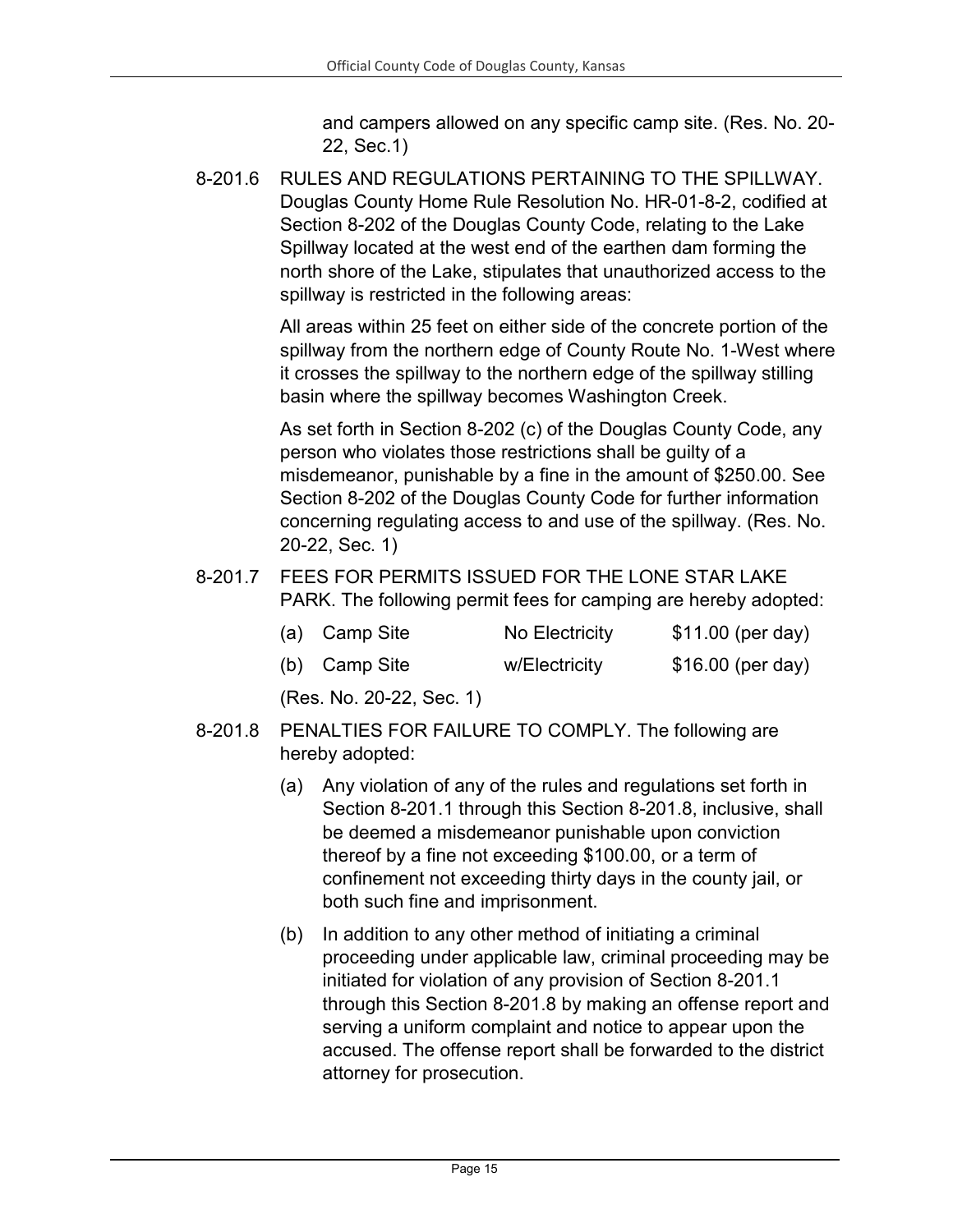and campers allowed on any specific camp site. (Res. No. 20-22, Sec.1)

8-201.6 RULES AND REGULATIONS PERTAINING TO THE SPILLWAY. Douglas County Home Rule Resolution No. HR-01-8-2, codified at Section 8-202 of the Douglas County Code, relating to the Lake Spillway located at the west end of the earthen dam forming the north shore of the Lake, stipulates that unauthorized access to the spillway is restricted in the following areas:

All areas within 25 feet on either side of the concrete portion of the spillway from the northern edge of County Route No. 1-West where it crosses the spillway to the northern edge of the spillway stilling basin where the spillway becomes Washington Creek.

As set forth in Section 8-202 (c) of the Douglas County Code, any person who violates those restrictions shall be guilty of a misdemeanor, punishable by a fine in the amount of $250.00. See Section 8-202 of the Douglas County Code for further information concerning regulating access to and use of the spillway. (Res. No. 20-22, Sec. 1)

8-201.7 FEES FOR PERMITS ISSUED FOR THE LONE STAR LAKE PARK. The following permit fees for camping are hereby adopted:

| | | | |
|---|---|---|---|
| (a) | Camp Site | No Electricity | $11.00 (per day) |
| (b) | Camp Site | w/Electricity | $16.00 (per day) |

(Res. No. 20-22, Sec. 1)

8-201.8 PENALTIES FOR FAILURE TO COMPLY. The following are hereby adopted:

(a) Any violation of any of the rules and regulations set forth in Section 8-201.1 through this Section 8-201.8, inclusive, shall be deemed a misdemeanor punishable upon conviction thereof by a fine not exceeding $100.00, or a term of confinement not exceeding thirty days in the county jail, or both such fine and imprisonment.

(b) In addition to any other method of initiating a criminal proceeding under applicable law, criminal proceeding may be initiated for violation of any provision of Section 8-201.1 through this Section 8-201.8 by making an offense report and serving a uniform complaint and notice to appear upon the accused. The offense report shall be forwarded to the district attorney for prosecution.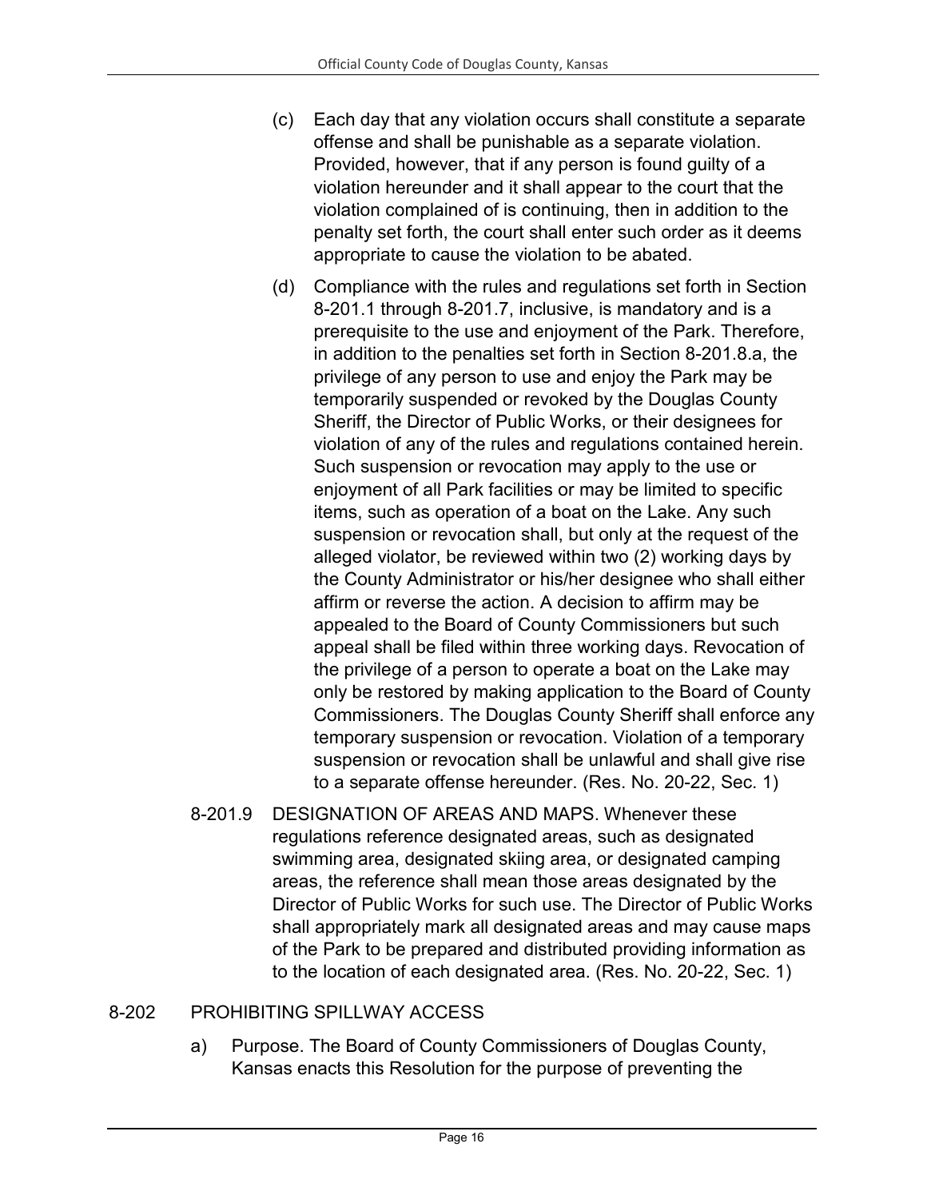(c) Each day that any violation occurs shall constitute a separate offense and shall be punishable as a separate violation. Provided, however, that if any person is found guilty of a violation hereunder and it shall appear to the court that the violation complained of is continuing, then in addition to the penalty set forth, the court shall enter such order as it deems appropriate to cause the violation to be abated.

(d) Compliance with the rules and regulations set forth in Section 8-201.1 through 8-201.7, inclusive, is mandatory and is a prerequisite to the use and enjoyment of the Park. Therefore, in addition to the penalties set forth in Section 8-201.8.a, the privilege of any person to use and enjoy the Park may be temporarily suspended or revoked by the Douglas County Sheriff, the Director of Public Works, or their designees for violation of any of the rules and regulations contained herein. Such suspension or revocation may apply to the use or enjoyment of all Park facilities or may be limited to specific items, such as operation of a boat on the Lake. Any such suspension or revocation shall, but only at the request of the alleged violator, be reviewed within two (2) working days by the County Administrator or his/her designee who shall either affirm or reverse the action. A decision to affirm may be appealed to the Board of County Commissioners but such appeal shall be filed within three working days. Revocation of the privilege of a person to operate a boat on the Lake may only be restored by making application to the Board of County Commissioners. The Douglas County Sheriff shall enforce any temporary suspension or revocation. Violation of a temporary suspension or revocation shall be unlawful and shall give rise to a separate offense hereunder. (Res. No. 20-22, Sec. 1)

8-201.9 DESIGNATION OF AREAS AND MAPS. Whenever these regulations reference designated areas, such as designated swimming area, designated skiing area, or designated camping areas, the reference shall mean those areas designated by the Director of Public Works for such use. The Director of Public Works shall appropriately mark all designated areas and may cause maps of the Park to be prepared and distributed providing information as to the location of each designated area. (Res. No. 20-22, Sec. 1)

## 8-202 PROHIBITING SPILLWAY ACCESS

a) Purpose. The Board of County Commissioners of Douglas County, Kansas enacts this Resolution for the purpose of preventing the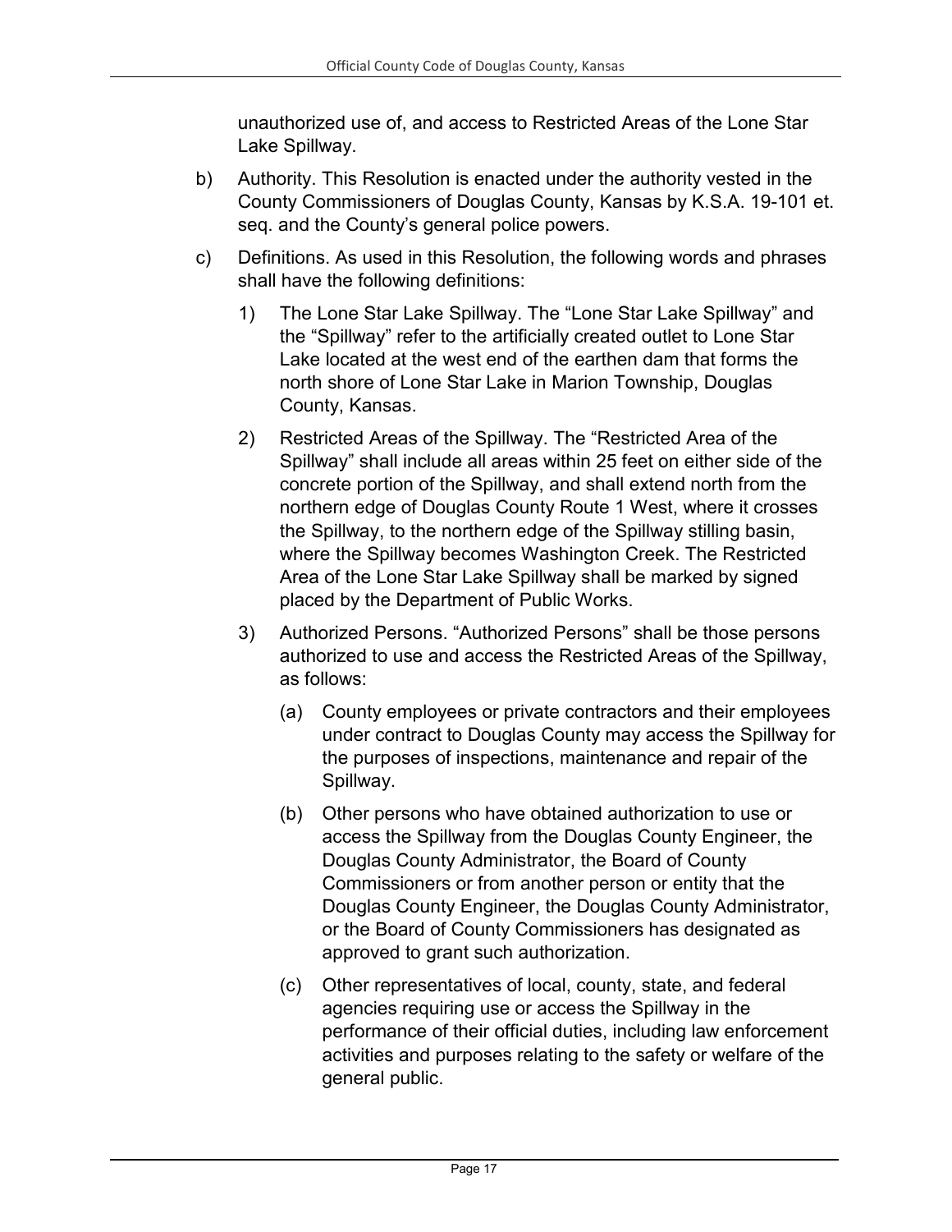unauthorized use of, and access to Restricted Areas of the Lone Star Lake Spillway.

b) Authority. This Resolution is enacted under the authority vested in the County Commissioners of Douglas County, Kansas by K.S.A. 19-101 et. seq. and the County's general police powers.

c) Definitions. As used in this Resolution, the following words and phrases shall have the following definitions:

 1) The Lone Star Lake Spillway. The "Lone Star Lake Spillway" and the "Spillway" refer to the artificially created outlet to Lone Star Lake located at the west end of the earthen dam that forms the north shore of Lone Star Lake in Marion Township, Douglas County, Kansas.

 2) Restricted Areas of the Spillway. The "Restricted Area of the Spillway" shall include all areas within 25 feet on either side of the concrete portion of the Spillway, and shall extend north from the northern edge of Douglas County Route 1 West, where it crosses the Spillway, to the northern edge of the Spillway stilling basin, where the Spillway becomes Washington Creek. The Restricted Area of the Lone Star Lake Spillway shall be marked by signed placed by the Department of Public Works.

 3) Authorized Persons. "Authorized Persons" shall be those persons authorized to use and access the Restricted Areas of the Spillway, as follows:

  (a) County employees or private contractors and their employees under contract to Douglas County may access the Spillway for the purposes of inspections, maintenance and repair of the Spillway.

  (b) Other persons who have obtained authorization to use or access the Spillway from the Douglas County Engineer, the Douglas County Administrator, the Board of County Commissioners or from another person or entity that the Douglas County Engineer, the Douglas County Administrator, or the Board of County Commissioners has designated as approved to grant such authorization.

  (c) Other representatives of local, county, state, and federal agencies requiring use or access the Spillway in the performance of their official duties, including law enforcement activities and purposes relating to the safety or welfare of the general public.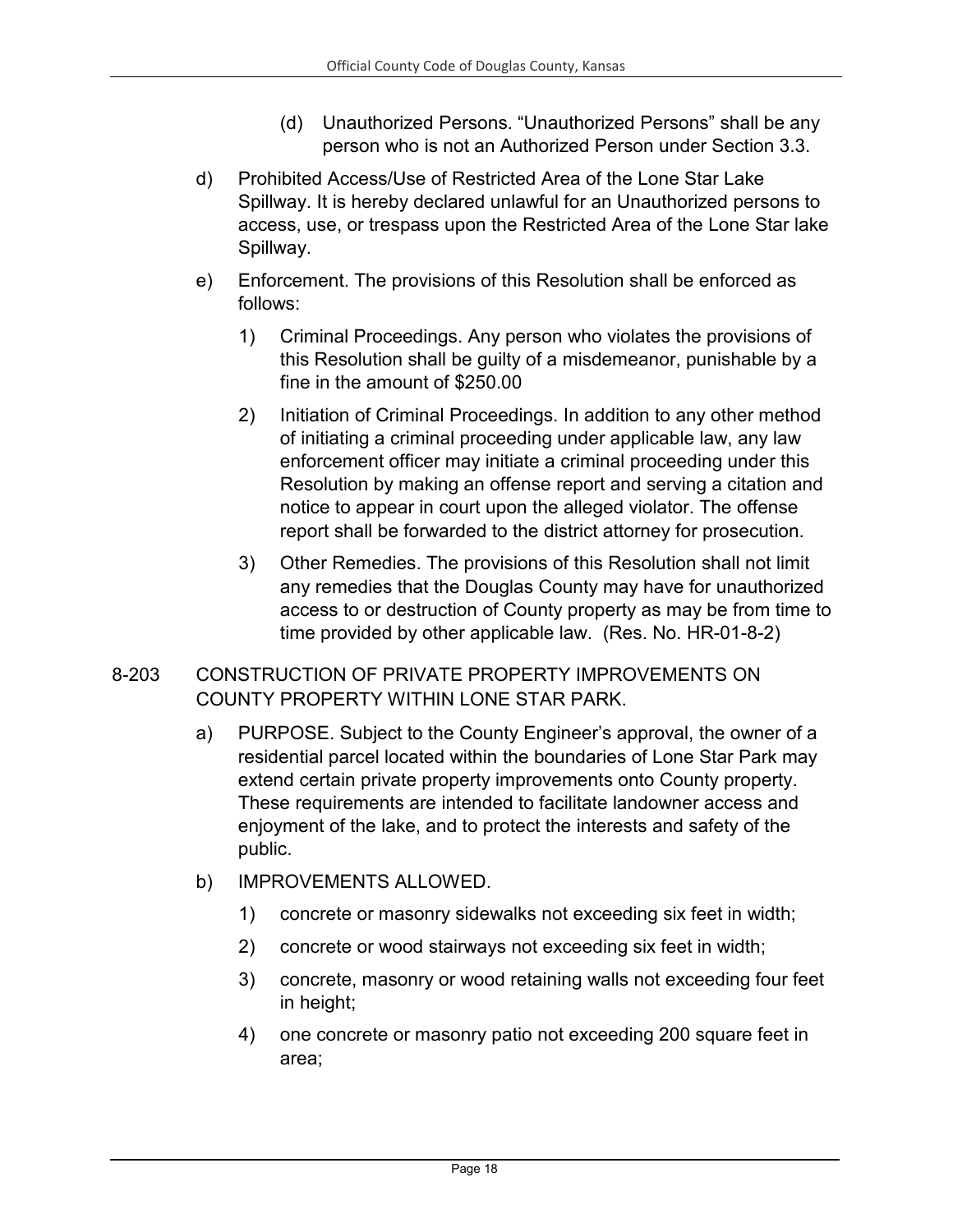(d) Unauthorized Persons. “Unauthorized Persons” shall be any person who is not an Authorized Person under Section 3.3.

d) Prohibited Access/Use of Restricted Area of the Lone Star Lake Spillway. It is hereby declared unlawful for an Unauthorized persons to access, use, or trespass upon the Restricted Area of the Lone Star lake Spillway.

e) Enforcement. The provisions of this Resolution shall be enforced as follows:

1) Criminal Proceedings. Any person who violates the provisions of this Resolution shall be guilty of a misdemeanor, punishable by a fine in the amount of $250.00

2) Initiation of Criminal Proceedings. In addition to any other method of initiating a criminal proceeding under applicable law, any law enforcement officer may initiate a criminal proceeding under this Resolution by making an offense report and serving a citation and notice to appear in court upon the alleged violator. The offense report shall be forwarded to the district attorney for prosecution.

3) Other Remedies. The provisions of this Resolution shall not limit any remedies that the Douglas County may have for unauthorized access to or destruction of County property as may be from time to time provided by other applicable law. (Res. No. HR-01-8-2)

## 8-203 CONSTRUCTION OF PRIVATE PROPERTY IMPROVEMENTS ON COUNTY PROPERTY WITHIN LONE STAR PARK.

a) PURPOSE. Subject to the County Engineer’s approval, the owner of a residential parcel located within the boundaries of Lone Star Park may extend certain private property improvements onto County property. These requirements are intended to facilitate landowner access and enjoyment of the lake, and to protect the interests and safety of the public.

b) IMPROVEMENTS ALLOWED.

1) concrete or masonry sidewalks not exceeding six feet in width;

2) concrete or wood stairways not exceeding six feet in width;

3) concrete, masonry or wood retaining walls not exceeding four feet in height;

4) one concrete or masonry patio not exceeding 200 square feet in area;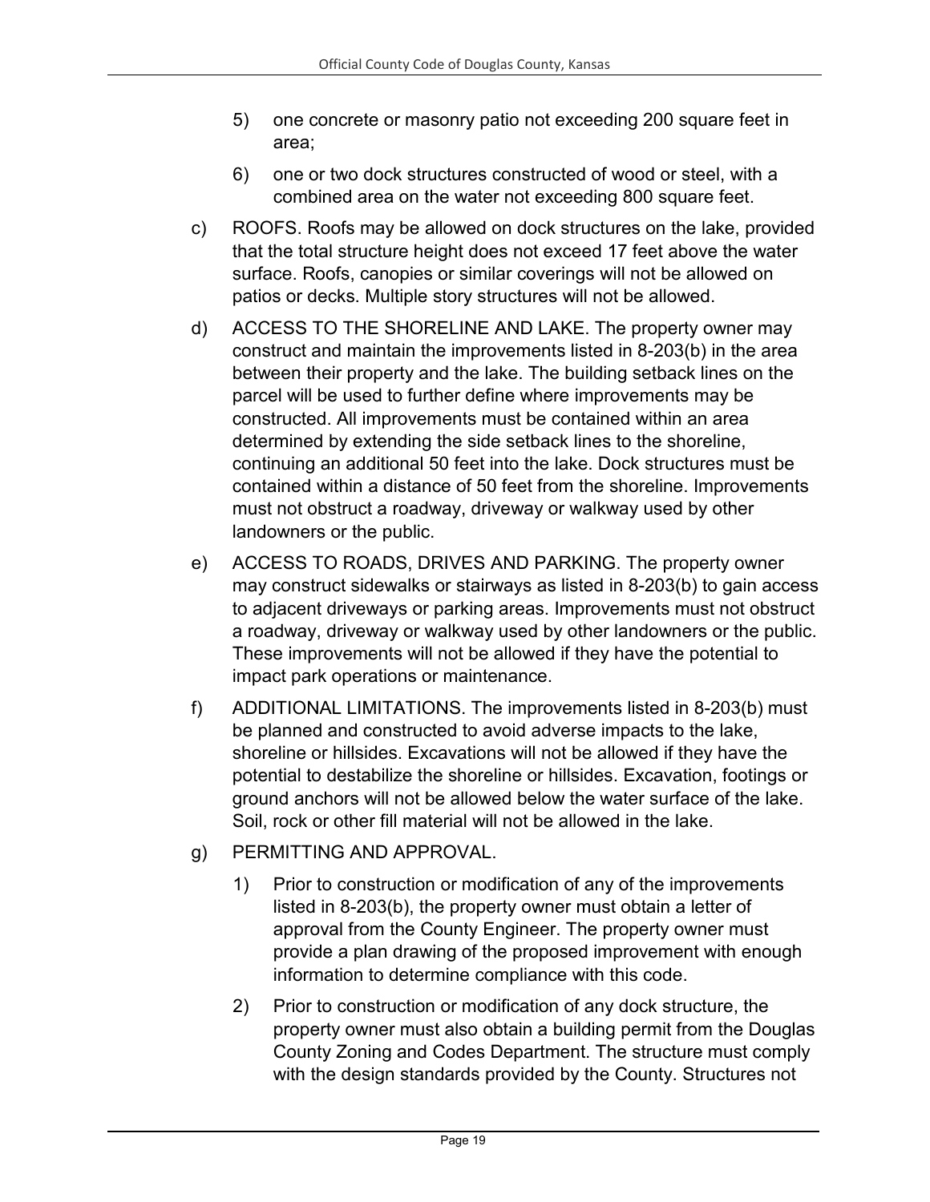5) one concrete or masonry patio not exceeding 200 square feet in area;

6) one or two dock structures constructed of wood or steel, with a combined area on the water not exceeding 800 square feet.

c) ROOFS. Roofs may be allowed on dock structures on the lake, provided that the total structure height does not exceed 17 feet above the water surface. Roofs, canopies or similar coverings will not be allowed on patios or decks. Multiple story structures will not be allowed.

d) ACCESS TO THE SHORELINE AND LAKE. The property owner may construct and maintain the improvements listed in 8-203(b) in the area between their property and the lake. The building setback lines on the parcel will be used to further define where improvements may be constructed. All improvements must be contained within an area determined by extending the side setback lines to the shoreline, continuing an additional 50 feet into the lake. Dock structures must be contained within a distance of 50 feet from the shoreline. Improvements must not obstruct a roadway, driveway or walkway used by other landowners or the public.

e) ACCESS TO ROADS, DRIVES AND PARKING. The property owner may construct sidewalks or stairways as listed in 8-203(b) to gain access to adjacent driveways or parking areas. Improvements must not obstruct a roadway, driveway or walkway used by other landowners or the public. These improvements will not be allowed if they have the potential to impact park operations or maintenance.

f) ADDITIONAL LIMITATIONS. The improvements listed in 8-203(b) must be planned and constructed to avoid adverse impacts to the lake, shoreline or hillsides. Excavations will not be allowed if they have the potential to destabilize the shoreline or hillsides. Excavation, footings or ground anchors will not be allowed below the water surface of the lake. Soil, rock or other fill material will not be allowed in the lake.

g) PERMITTING AND APPROVAL.

1) Prior to construction or modification of any of the improvements listed in 8-203(b), the property owner must obtain a letter of approval from the County Engineer. The property owner must provide a plan drawing of the proposed improvement with enough information to determine compliance with this code.

2) Prior to construction or modification of any dock structure, the property owner must also obtain a building permit from the Douglas County Zoning and Codes Department. The structure must comply with the design standards provided by the County. Structures not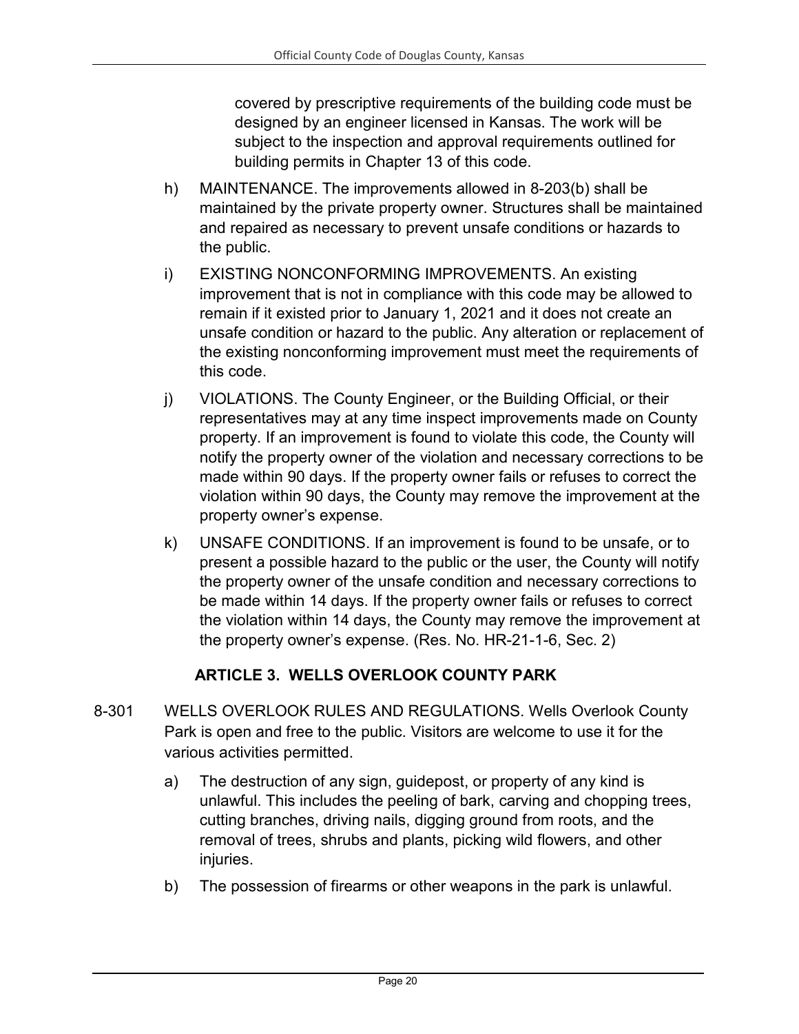covered by prescriptive requirements of the building code must be designed by an engineer licensed in Kansas. The work will be subject to the inspection and approval requirements outlined for building permits in Chapter 13 of this code.

h) MAINTENANCE. The improvements allowed in 8-203(b) shall be maintained by the private property owner. Structures shall be maintained and repaired as necessary to prevent unsafe conditions or hazards to the public.

i) EXISTING NONCONFORMING IMPROVEMENTS. An existing improvement that is not in compliance with this code may be allowed to remain if it existed prior to January 1, 2021 and it does not create an unsafe condition or hazard to the public. Any alteration or replacement of the existing nonconforming improvement must meet the requirements of this code.

j) VIOLATIONS. The County Engineer, or the Building Official, or their representatives may at any time inspect improvements made on County property. If an improvement is found to violate this code, the County will notify the property owner of the violation and necessary corrections to be made within 90 days. If the property owner fails or refuses to correct the violation within 90 days, the County may remove the improvement at the property owner's expense.

k) UNSAFE CONDITIONS. If an improvement is found to be unsafe, or to present a possible hazard to the public or the user, the County will notify the property owner of the unsafe condition and necessary corrections to be made within 14 days. If the property owner fails or refuses to correct the violation within 14 days, the County may remove the improvement at the property owner's expense. (Res. No. HR-21-1-6, Sec. 2)

## ARTICLE 3. WELLS OVERLOOK COUNTY PARK

8-301 WELLS OVERLOOK RULES AND REGULATIONS. Wells Overlook County Park is open and free to the public. Visitors are welcome to use it for the various activities permitted.

a) The destruction of any sign, guidepost, or property of any kind is unlawful. This includes the peeling of bark, carving and chopping trees, cutting branches, driving nails, digging ground from roots, and the removal of trees, shrubs and plants, picking wild flowers, and other injuries.

b) The possession of firearms or other weapons in the park is unlawful.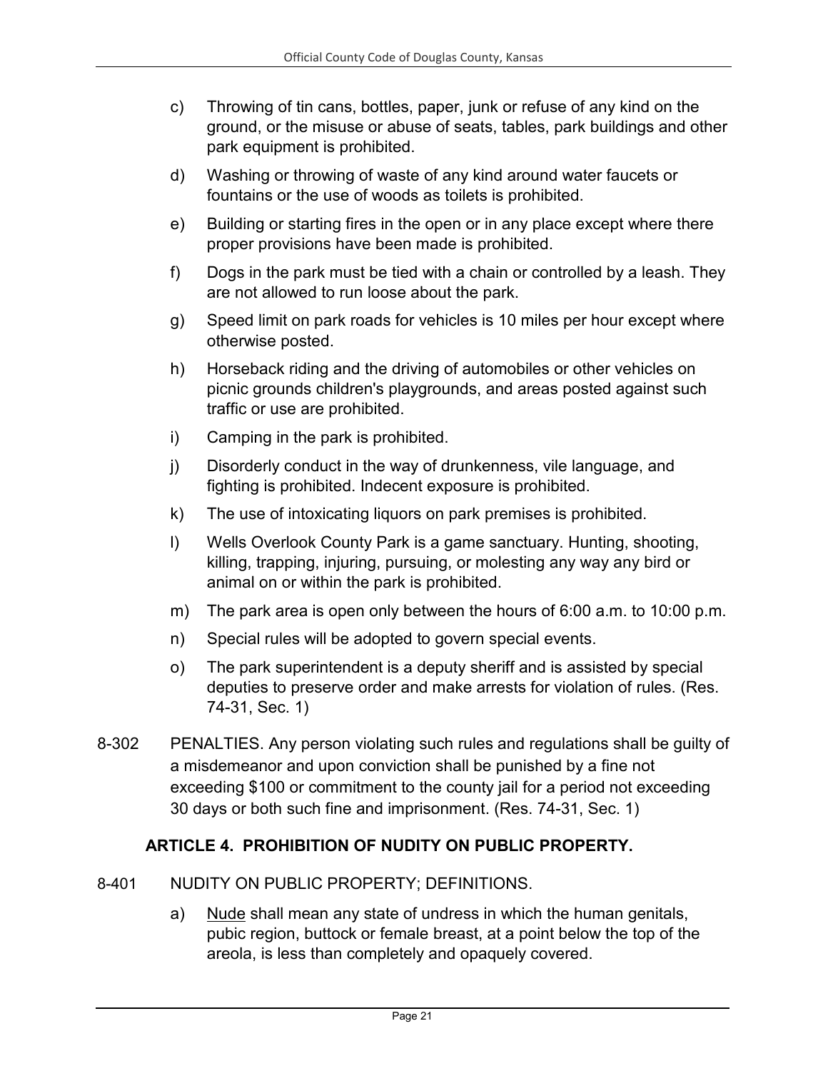c) Throwing of tin cans, bottles, paper, junk or refuse of any kind on the ground, or the misuse or abuse of seats, tables, park buildings and other park equipment is prohibited.

d) Washing or throwing of waste of any kind around water faucets or fountains or the use of woods as toilets is prohibited.

e) Building or starting fires in the open or in any place except where there proper provisions have been made is prohibited.

f) Dogs in the park must be tied with a chain or controlled by a leash. They are not allowed to run loose about the park.

g) Speed limit on park roads for vehicles is 10 miles per hour except where otherwise posted.

h) Horseback riding and the driving of automobiles or other vehicles on picnic grounds children's playgrounds, and areas posted against such traffic or use are prohibited.

i) Camping in the park is prohibited.

j) Disorderly conduct in the way of drunkenness, vile language, and fighting is prohibited. Indecent exposure is prohibited.

k) The use of intoxicating liquors on park premises is prohibited.

l) Wells Overlook County Park is a game sanctuary. Hunting, shooting, killing, trapping, injuring, pursuing, or molesting any way any bird or animal on or within the park is prohibited.

m) The park area is open only between the hours of 6:00 a.m. to 10:00 p.m.

n) Special rules will be adopted to govern special events.

o) The park superintendent is a deputy sheriff and is assisted by special deputies to preserve order and make arrests for violation of rules. (Res. 74-31, Sec. 1)

8-302 PENALTIES. Any person violating such rules and regulations shall be guilty of a misdemeanor and upon conviction shall be punished by a fine not exceeding $100 or commitment to the county jail for a period not exceeding 30 days or both such fine and imprisonment. (Res. 74-31, Sec. 1)

## ARTICLE 4. PROHIBITION OF NUDITY ON PUBLIC PROPERTY.

8-401 NUDITY ON PUBLIC PROPERTY; DEFINITIONS.

a) Nude shall mean any state of undress in which the human genitals, pubic region, buttock or female breast, at a point below the top of the areola, is less than completely and opaquely covered.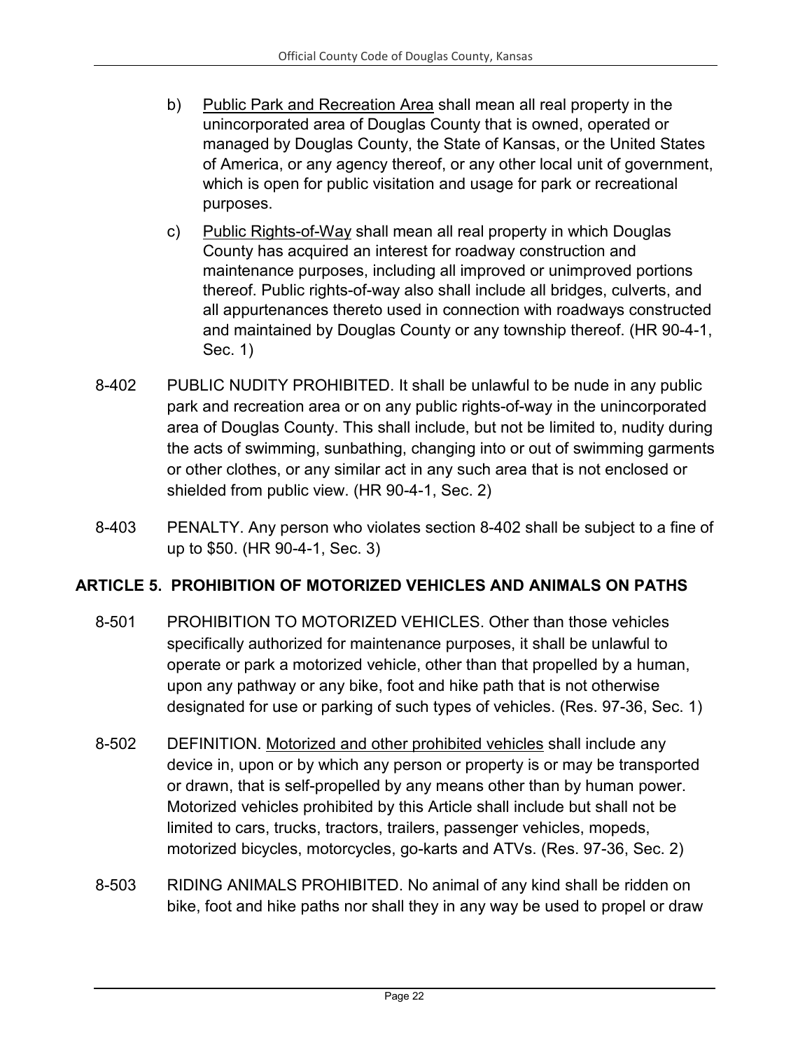b) Public Park and Recreation Area shall mean all real property in the unincorporated area of Douglas County that is owned, operated or managed by Douglas County, the State of Kansas, or the United States of America, or any agency thereof, or any other local unit of government, which is open for public visitation and usage for park or recreational purposes.

c) Public Rights-of-Way shall mean all real property in which Douglas County has acquired an interest for roadway construction and maintenance purposes, including all improved or unimproved portions thereof. Public rights-of-way also shall include all bridges, culverts, and all appurtenances thereto used in connection with roadways constructed and maintained by Douglas County or any township thereof. (HR 90-4-1, Sec. 1)

8-402 PUBLIC NUDITY PROHIBITED. It shall be unlawful to be nude in any public park and recreation area or on any public rights-of-way in the unincorporated area of Douglas County. This shall include, but not be limited to, nudity during the acts of swimming, sunbathing, changing into or out of swimming garments or other clothes, or any similar act in any such area that is not enclosed or shielded from public view. (HR 90-4-1, Sec. 2)

8-403 PENALTY. Any person who violates section 8-402 shall be subject to a fine of up to $50. (HR 90-4-1, Sec. 3)

## ARTICLE 5. PROHIBITION OF MOTORIZED VEHICLES AND ANIMALS ON PATHS

8-501 PROHIBITION TO MOTORIZED VEHICLES. Other than those vehicles specifically authorized for maintenance purposes, it shall be unlawful to operate or park a motorized vehicle, other than that propelled by a human, upon any pathway or any bike, foot and hike path that is not otherwise designated for use or parking of such types of vehicles. (Res. 97-36, Sec. 1)

8-502 DEFINITION. Motorized and other prohibited vehicles shall include any device in, upon or by which any person or property is or may be transported or drawn, that is self-propelled by any means other than by human power. Motorized vehicles prohibited by this Article shall include but shall not be limited to cars, trucks, tractors, trailers, passenger vehicles, mopeds, motorized bicycles, motorcycles, go-karts and ATVs. (Res. 97-36, Sec. 2)

8-503 RIDING ANIMALS PROHIBITED. No animal of any kind shall be ridden on bike, foot and hike paths nor shall they in any way be used to propel or draw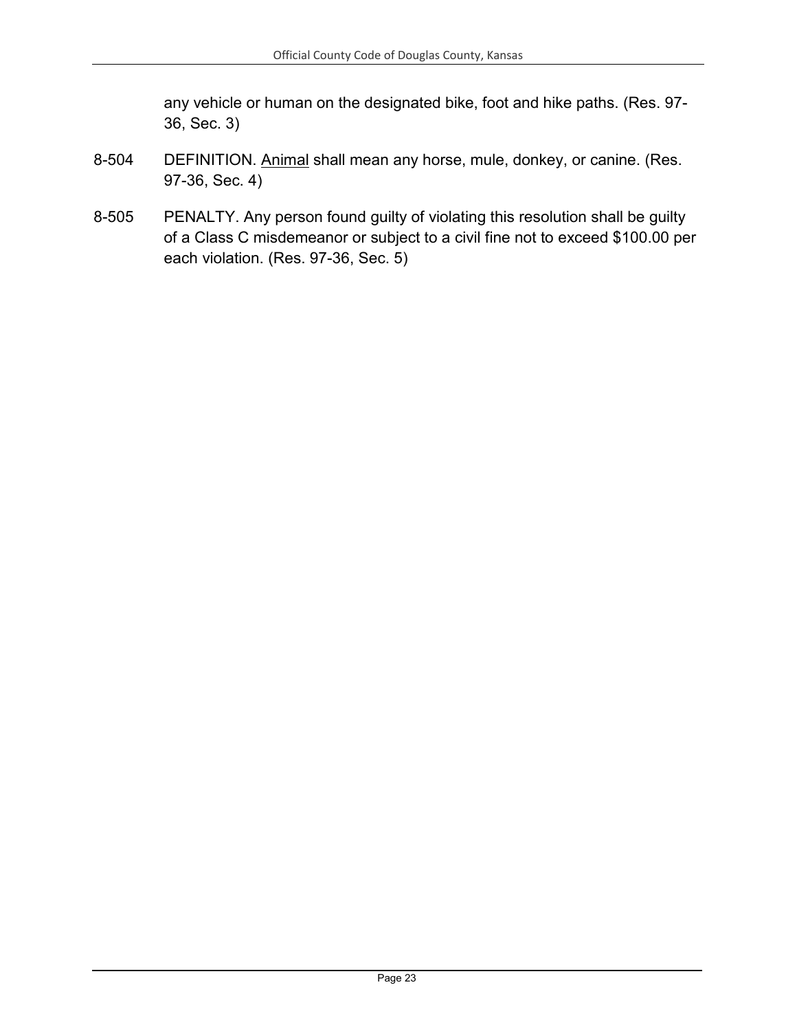any vehicle or human on the designated bike, foot and hike paths. (Res. 97-36, Sec. 3)

8-504 DEFINITION. Animal shall mean any horse, mule, donkey, or canine. (Res. 97-36, Sec. 4)

8-505 PENALTY. Any person found guilty of violating this resolution shall be guilty of a Class C misdemeanor or subject to a civil fine not to exceed $100.00 per each violation. (Res. 97-36, Sec. 5)